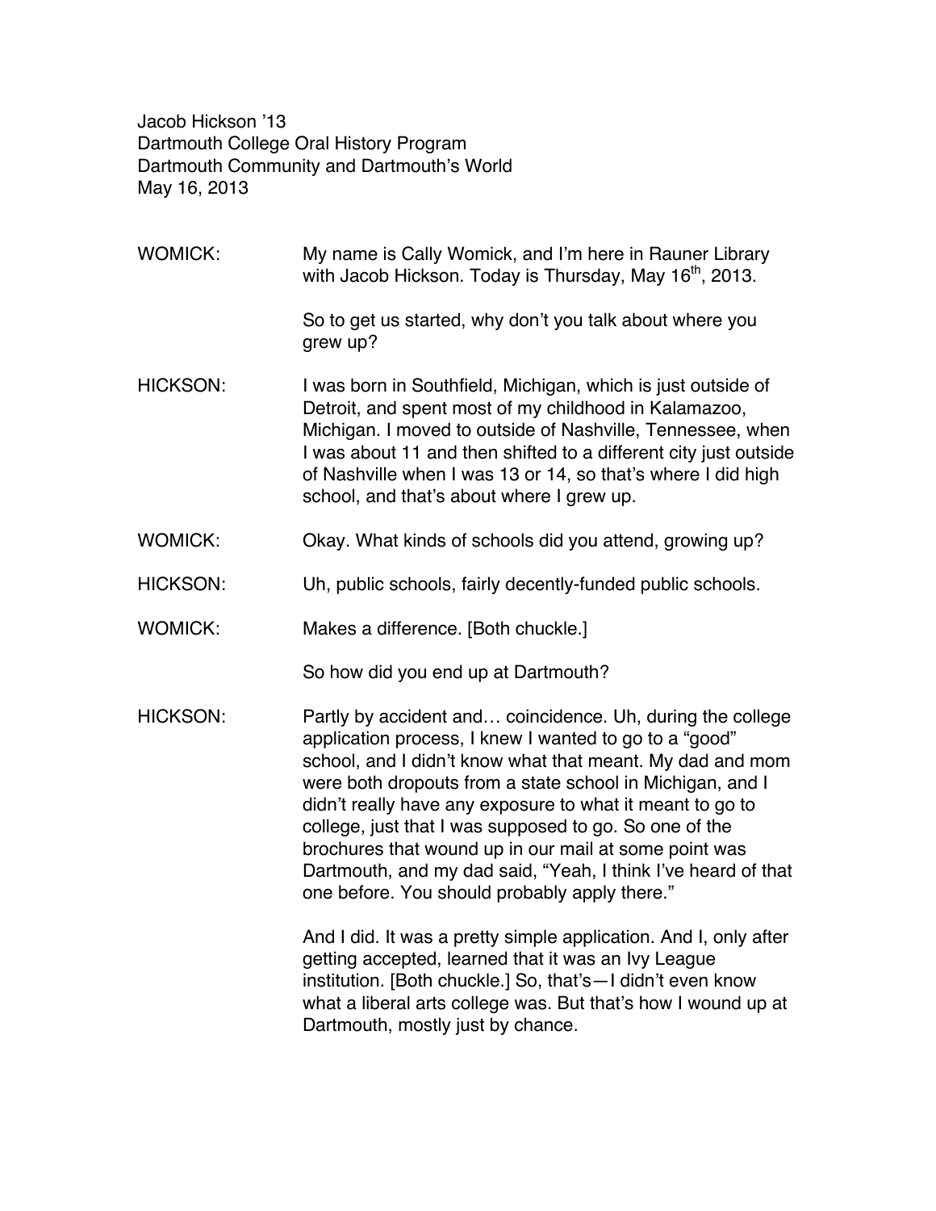Jacob Hickson '13
Dartmouth College Oral History Program
Dartmouth Community and Dartmouth's World
May 16, 2013

WOMICK: My name is Cally Womick, and I'm here in Rauner Library with Jacob Hickson. Today is Thursday, May 16th, 2013.

So to get us started, why don't you talk about where you grew up?

HICKSON: I was born in Southfield, Michigan, which is just outside of Detroit, and spent most of my childhood in Kalamazoo, Michigan. I moved to outside of Nashville, Tennessee, when I was about 11 and then shifted to a different city just outside of Nashville when I was 13 or 14, so that's where I did high school, and that's about where I grew up.

WOMICK: Okay. What kinds of schools did you attend, growing up?

HICKSON: Uh, public schools, fairly decently-funded public schools.

WOMICK: Makes a difference. [Both chuckle.]

So how did you end up at Dartmouth?

HICKSON: Partly by accident and… coincidence. Uh, during the college application process, I knew I wanted to go to a "good" school, and I didn't know what that meant. My dad and mom were both dropouts from a state school in Michigan, and I didn't really have any exposure to what it meant to go to college, just that I was supposed to go. So one of the brochures that wound up in our mail at some point was Dartmouth, and my dad said, "Yeah, I think I've heard of that one before. You should probably apply there."

And I did. It was a pretty simple application. And I, only after getting accepted, learned that it was an Ivy League institution. [Both chuckle.] So, that's—I didn't even know what a liberal arts college was. But that's how I wound up at Dartmouth, mostly just by chance.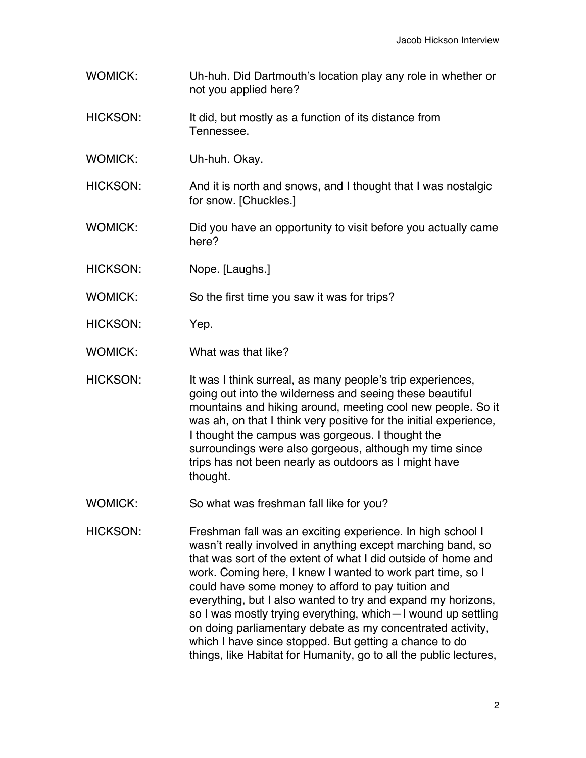WOMICK: Uh-huh. Did Dartmouth's location play any role in whether or not you applied here?

HICKSON: It did, but mostly as a function of its distance from Tennessee.

WOMICK: Uh-huh. Okay.

HICKSON: And it is north and snows, and I thought that I was nostalgic for snow. [Chuckles.]

WOMICK: Did you have an opportunity to visit before you actually came here?

HICKSON: Nope. [Laughs.]

WOMICK: So the first time you saw it was for trips?

HICKSON: Yep.

WOMICK: What was that like?

HICKSON: It was I think surreal, as many people's trip experiences, going out into the wilderness and seeing these beautiful mountains and hiking around, meeting cool new people. So it was ah, on that I think very positive for the initial experience, I thought the campus was gorgeous. I thought the surroundings were also gorgeous, although my time since trips has not been nearly as outdoors as I might have thought.

WOMICK: So what was freshman fall like for you?

HICKSON: Freshman fall was an exciting experience. In high school I wasn't really involved in anything except marching band, so that was sort of the extent of what I did outside of home and work. Coming here, I knew I wanted to work part time, so I could have some money to afford to pay tuition and everything, but I also wanted to try and expand my horizons, so I was mostly trying everything, which—I wound up settling on doing parliamentary debate as my concentrated activity, which I have since stopped. But getting a chance to do things, like Habitat for Humanity, go to all the public lectures,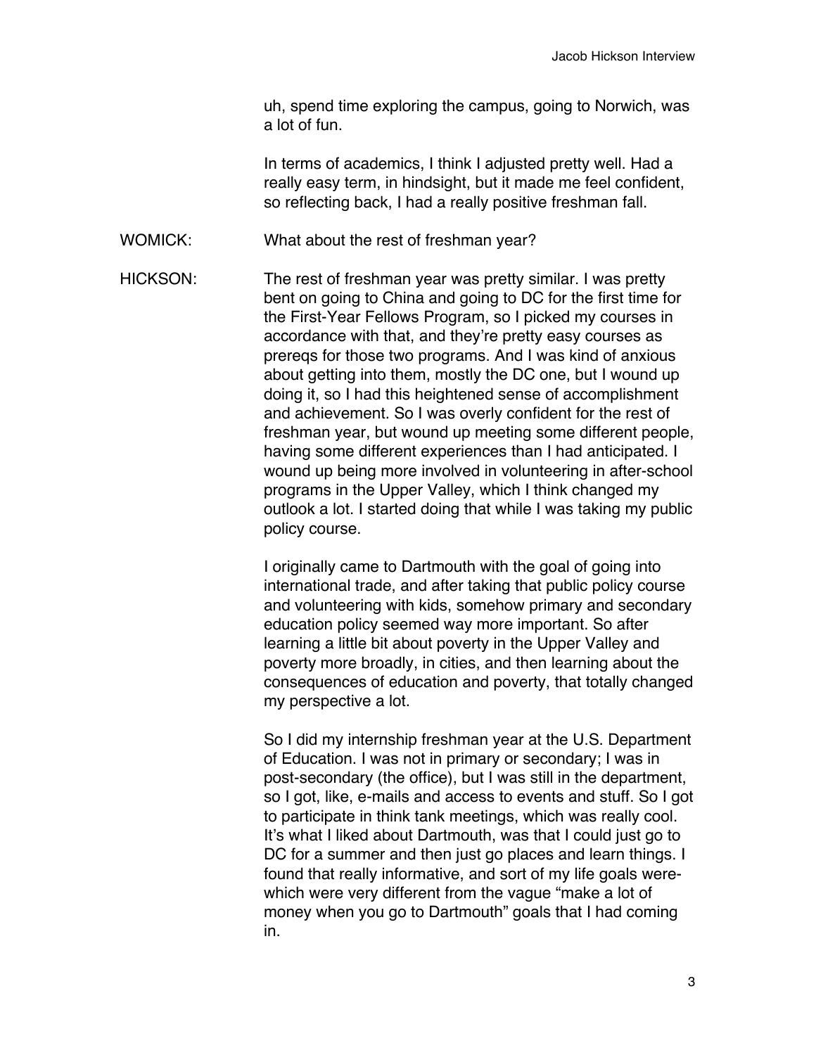uh, spend time exploring the campus, going to Norwich, was a lot of fun.

In terms of academics, I think I adjusted pretty well. Had a really easy term, in hindsight, but it made me feel confident, so reflecting back, I had a really positive freshman fall.

WOMICK: What about the rest of freshman year?

HICKSON: The rest of freshman year was pretty similar. I was pretty bent on going to China and going to DC for the first time for the First-Year Fellows Program, so I picked my courses in accordance with that, and they're pretty easy courses as prereqs for those two programs. And I was kind of anxious about getting into them, mostly the DC one, but I wound up doing it, so I had this heightened sense of accomplishment and achievement. So I was overly confident for the rest of freshman year, but wound up meeting some different people, having some different experiences than I had anticipated. I wound up being more involved in volunteering in after-school programs in the Upper Valley, which I think changed my outlook a lot. I started doing that while I was taking my public policy course.

I originally came to Dartmouth with the goal of going into international trade, and after taking that public policy course and volunteering with kids, somehow primary and secondary education policy seemed way more important. So after learning a little bit about poverty in the Upper Valley and poverty more broadly, in cities, and then learning about the consequences of education and poverty, that totally changed my perspective a lot.

So I did my internship freshman year at the U.S. Department of Education. I was not in primary or secondary; I was in post-secondary (the office), but I was still in the department, so I got, like, e-mails and access to events and stuff. So I got to participate in think tank meetings, which was really cool. It's what I liked about Dartmouth, was that I could just go to DC for a summer and then just go places and learn things. I found that really informative, and sort of my life goals were-which were very different from the vague "make a lot of money when you go to Dartmouth" goals that I had coming in.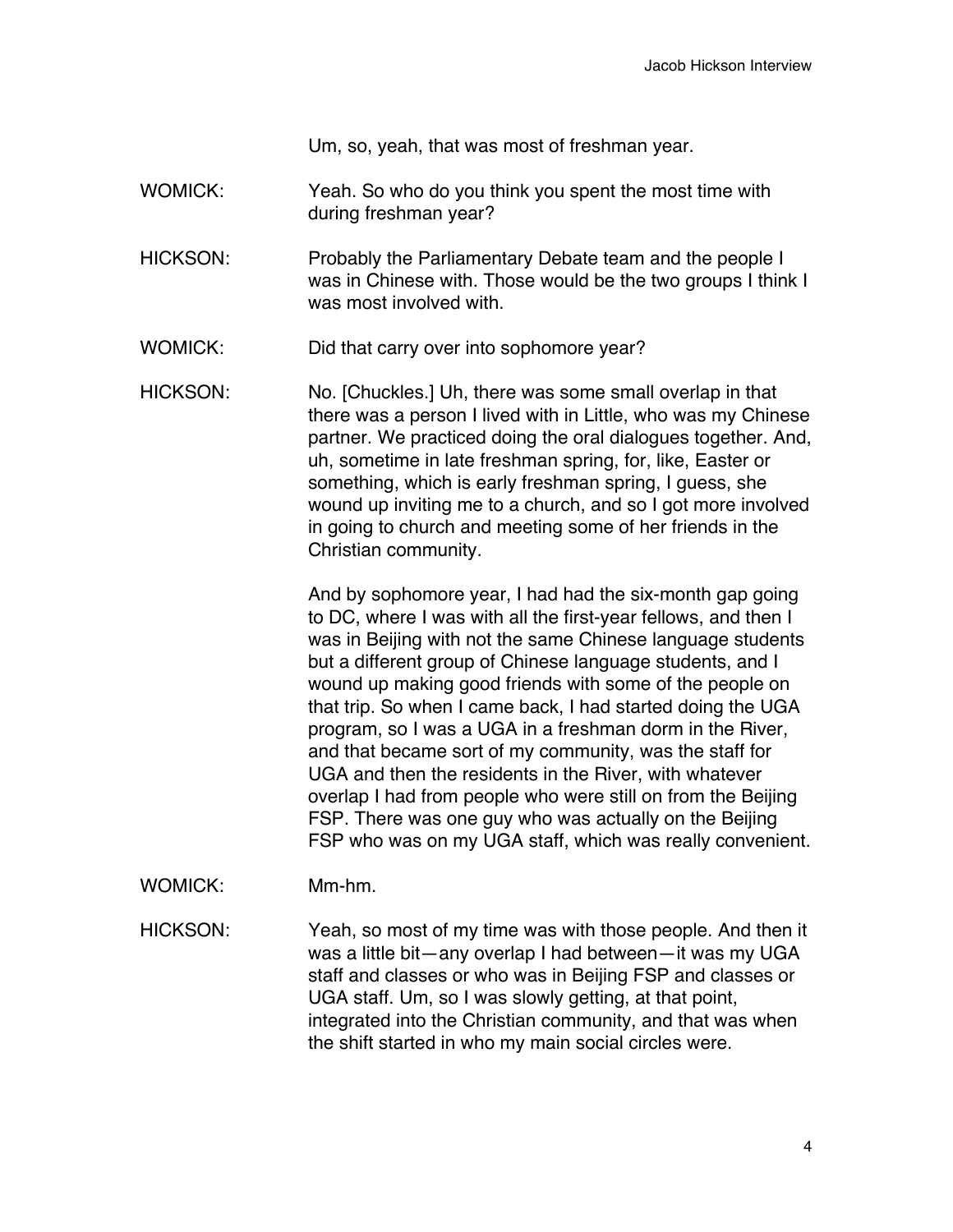Um, so, yeah, that was most of freshman year.

WOMICK: Yeah. So who do you think you spent the most time with during freshman year?

HICKSON: Probably the Parliamentary Debate team and the people I was in Chinese with. Those would be the two groups I think I was most involved with.

WOMICK: Did that carry over into sophomore year?

HICKSON: No. [Chuckles.] Uh, there was some small overlap in that there was a person I lived with in Little, who was my Chinese partner. We practiced doing the oral dialogues together. And, uh, sometime in late freshman spring, for, like, Easter or something, which is early freshman spring, I guess, she wound up inviting me to a church, and so I got more involved in going to church and meeting some of her friends in the Christian community.

And by sophomore year, I had had the six-month gap going to DC, where I was with all the first-year fellows, and then I was in Beijing with not the same Chinese language students but a different group of Chinese language students, and I wound up making good friends with some of the people on that trip. So when I came back, I had started doing the UGA program, so I was a UGA in a freshman dorm in the River, and that became sort of my community, was the staff for UGA and then the residents in the River, with whatever overlap I had from people who were still on from the Beijing FSP. There was one guy who was actually on the Beijing FSP who was on my UGA staff, which was really convenient.

WOMICK: Mm-hm.

HICKSON: Yeah, so most of my time was with those people. And then it was a little bit—any overlap I had between—it was my UGA staff and classes or who was in Beijing FSP and classes or UGA staff. Um, so I was slowly getting, at that point, integrated into the Christian community, and that was when the shift started in who my main social circles were.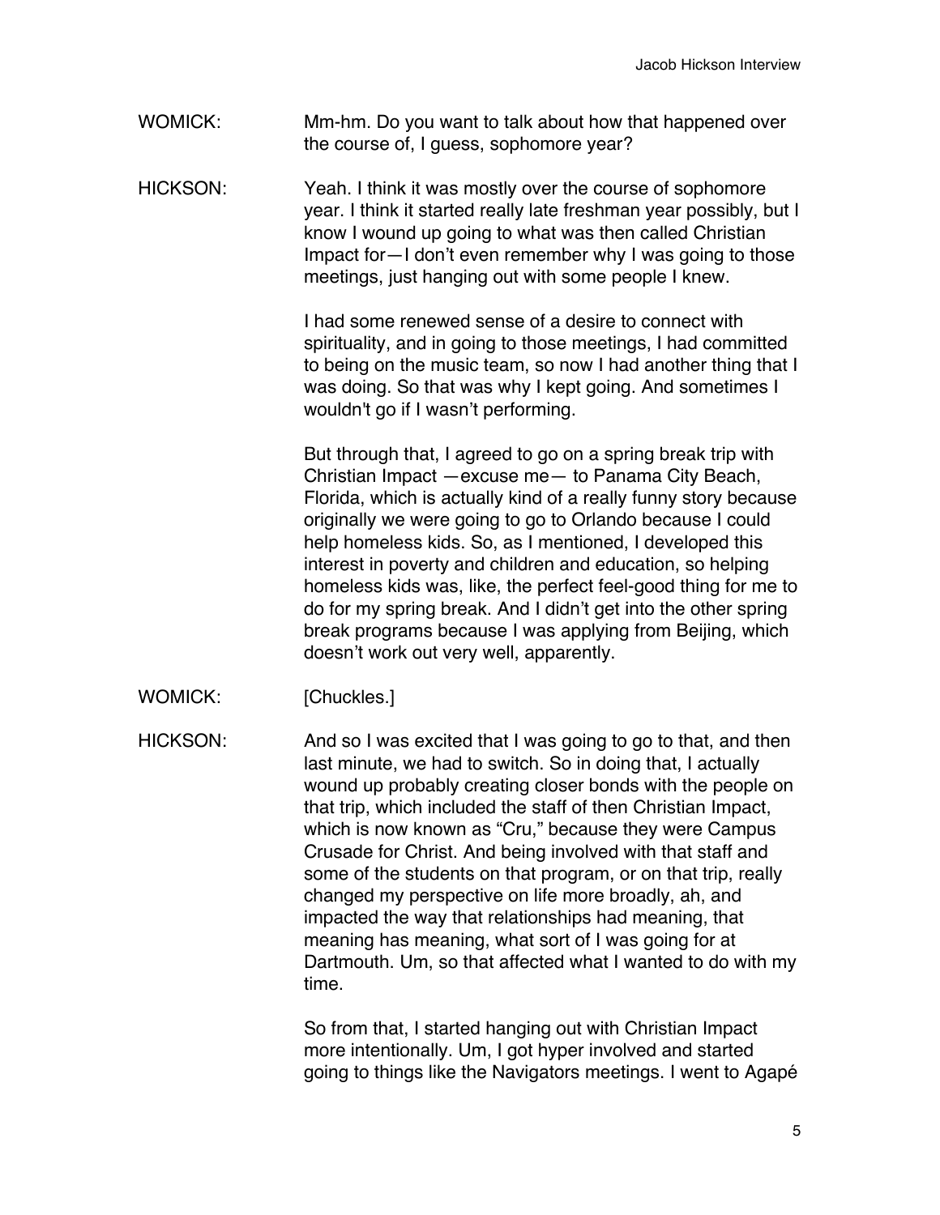WOMICK: Mm-hm. Do you want to talk about how that happened over the course of, I guess, sophomore year?

HICKSON: Yeah. I think it was mostly over the course of sophomore year. I think it started really late freshman year possibly, but I know I wound up going to what was then called Christian Impact for—I don't even remember why I was going to those meetings, just hanging out with some people I knew.

I had some renewed sense of a desire to connect with spirituality, and in going to those meetings, I had committed to being on the music team, so now I had another thing that I was doing. So that was why I kept going. And sometimes I wouldn't go if I wasn't performing.

But through that, I agreed to go on a spring break trip with Christian Impact —excuse me— to Panama City Beach, Florida, which is actually kind of a really funny story because originally we were going to go to Orlando because I could help homeless kids. So, as I mentioned, I developed this interest in poverty and children and education, so helping homeless kids was, like, the perfect feel-good thing for me to do for my spring break. And I didn't get into the other spring break programs because I was applying from Beijing, which doesn't work out very well, apparently.

WOMICK: [Chuckles.]

HICKSON: And so I was excited that I was going to go to that, and then last minute, we had to switch. So in doing that, I actually wound up probably creating closer bonds with the people on that trip, which included the staff of then Christian Impact, which is now known as "Cru," because they were Campus Crusade for Christ. And being involved with that staff and some of the students on that program, or on that trip, really changed my perspective on life more broadly, ah, and impacted the way that relationships had meaning, that meaning has meaning, what sort of I was going for at Dartmouth. Um, so that affected what I wanted to do with my time.

So from that, I started hanging out with Christian Impact more intentionally. Um, I got hyper involved and started going to things like the Navigators meetings. I went to Agapé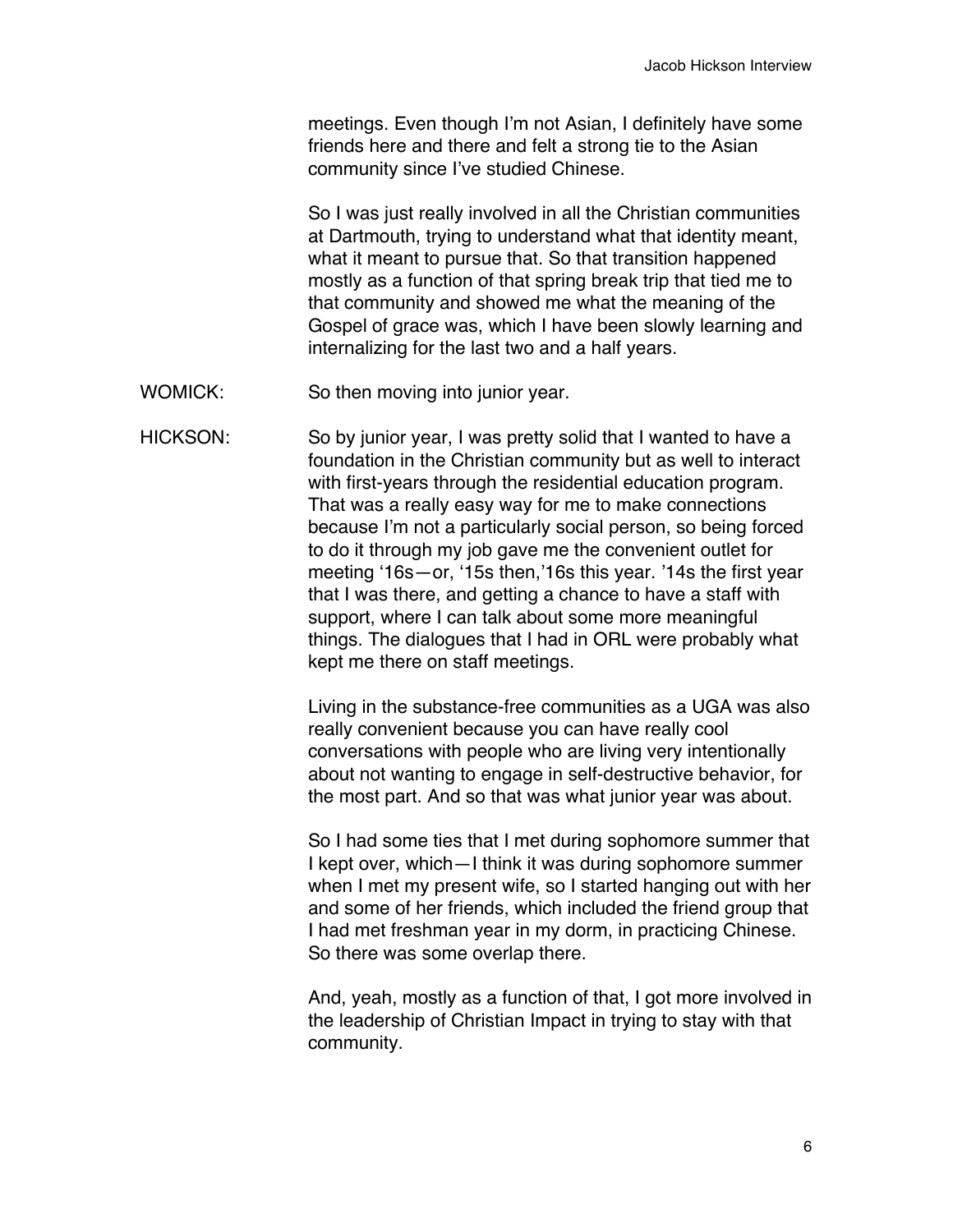meetings. Even though I'm not Asian, I definitely have some friends here and there and felt a strong tie to the Asian community since I've studied Chinese.

So I was just really involved in all the Christian communities at Dartmouth, trying to understand what that identity meant, what it meant to pursue that. So that transition happened mostly as a function of that spring break trip that tied me to that community and showed me what the meaning of the Gospel of grace was, which I have been slowly learning and internalizing for the last two and a half years.

WOMICK: So then moving into junior year.

HICKSON: So by junior year, I was pretty solid that I wanted to have a foundation in the Christian community but as well to interact with first-years through the residential education program. That was a really easy way for me to make connections because I'm not a particularly social person, so being forced to do it through my job gave me the convenient outlet for meeting '16s—or, '15s then,'16s this year. '14s the first year that I was there, and getting a chance to have a staff with support, where I can talk about some more meaningful things. The dialogues that I had in ORL were probably what kept me there on staff meetings.

Living in the substance-free communities as a UGA was also really convenient because you can have really cool conversations with people who are living very intentionally about not wanting to engage in self-destructive behavior, for the most part. And so that was what junior year was about.

So I had some ties that I met during sophomore summer that I kept over, which—I think it was during sophomore summer when I met my present wife, so I started hanging out with her and some of her friends, which included the friend group that I had met freshman year in my dorm, in practicing Chinese. So there was some overlap there.

And, yeah, mostly as a function of that, I got more involved in the leadership of Christian Impact in trying to stay with that community.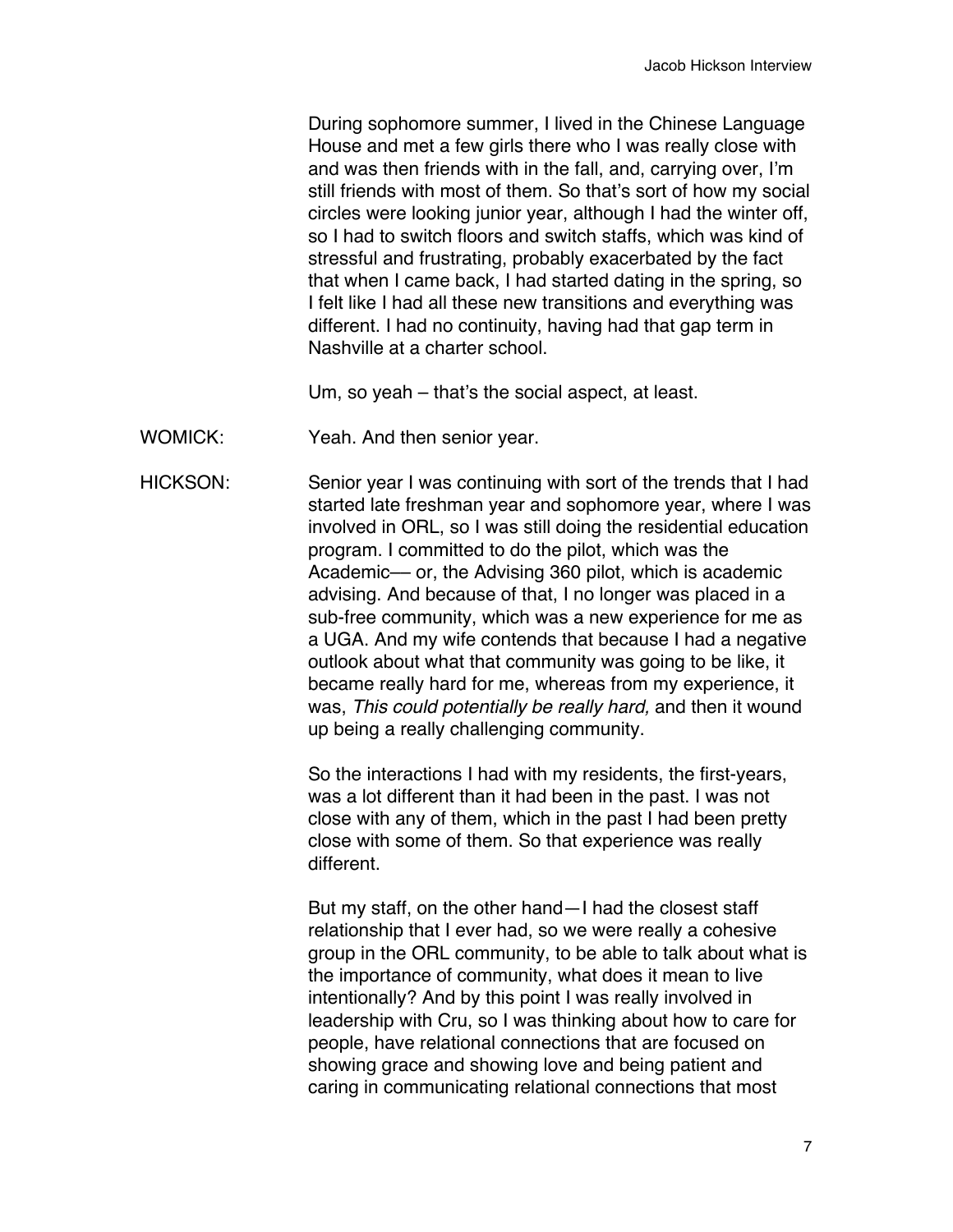During sophomore summer, I lived in the Chinese Language House and met a few girls there who I was really close with and was then friends with in the fall, and, carrying over, I'm still friends with most of them. So that's sort of how my social circles were looking junior year, although I had the winter off, so I had to switch floors and switch staffs, which was kind of stressful and frustrating, probably exacerbated by the fact that when I came back, I had started dating in the spring, so I felt like I had all these new transitions and everything was different. I had no continuity, having had that gap term in Nashville at a charter school.

Um, so yeah – that's the social aspect, at least.

WOMICK: Yeah. And then senior year.

HICKSON: Senior year I was continuing with sort of the trends that I had started late freshman year and sophomore year, where I was involved in ORL, so I was still doing the residential education program. I committed to do the pilot, which was the Academic— or, the Advising 360 pilot, which is academic advising. And because of that, I no longer was placed in a sub-free community, which was a new experience for me as a UGA. And my wife contends that because I had a negative outlook about what that community was going to be like, it became really hard for me, whereas from my experience, it was, *This could potentially be really hard,* and then it wound up being a really challenging community.

So the interactions I had with my residents, the first-years, was a lot different than it had been in the past. I was not close with any of them, which in the past I had been pretty close with some of them. So that experience was really different.

But my staff, on the other hand—I had the closest staff relationship that I ever had, so we were really a cohesive group in the ORL community, to be able to talk about what is the importance of community, what does it mean to live intentionally? And by this point I was really involved in leadership with Cru, so I was thinking about how to care for people, have relational connections that are focused on showing grace and showing love and being patient and caring in communicating relational connections that most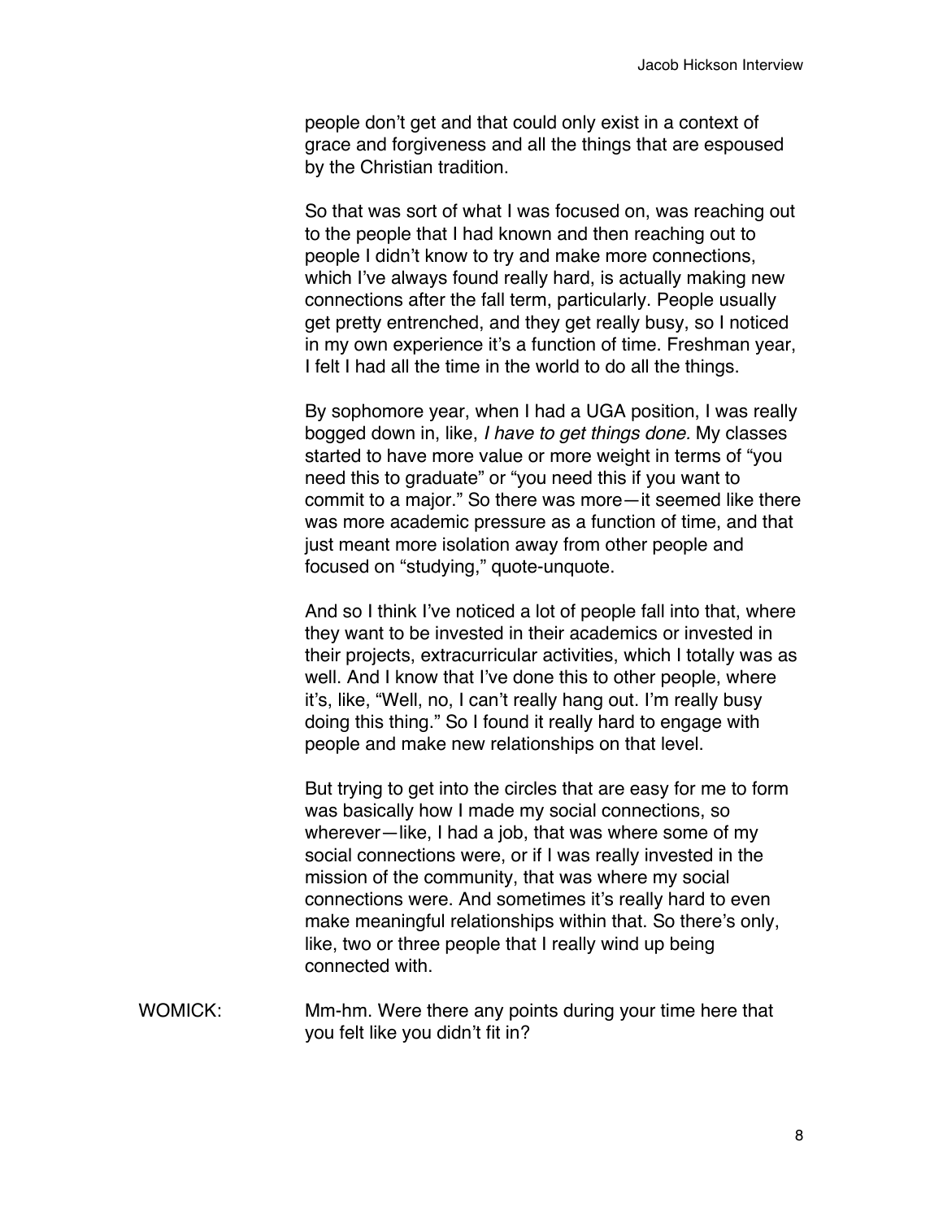people don't get and that could only exist in a context of grace and forgiveness and all the things that are espoused by the Christian tradition.

So that was sort of what I was focused on, was reaching out to the people that I had known and then reaching out to people I didn't know to try and make more connections, which I've always found really hard, is actually making new connections after the fall term, particularly. People usually get pretty entrenched, and they get really busy, so I noticed in my own experience it's a function of time. Freshman year, I felt I had all the time in the world to do all the things.

By sophomore year, when I had a UGA position, I was really bogged down in, like, *I have to get things done.* My classes started to have more value or more weight in terms of "you need this to graduate" or "you need this if you want to commit to a major." So there was more—it seemed like there was more academic pressure as a function of time, and that just meant more isolation away from other people and focused on "studying," quote-unquote.

And so I think I've noticed a lot of people fall into that, where they want to be invested in their academics or invested in their projects, extracurricular activities, which I totally was as well. And I know that I've done this to other people, where it's, like, "Well, no, I can't really hang out. I'm really busy doing this thing." So I found it really hard to engage with people and make new relationships on that level.

But trying to get into the circles that are easy for me to form was basically how I made my social connections, so wherever—like, I had a job, that was where some of my social connections were, or if I was really invested in the mission of the community, that was where my social connections were. And sometimes it's really hard to even make meaningful relationships within that. So there's only, like, two or three people that I really wind up being connected with.

WOMICK: Mm-hm. Were there any points during your time here that you felt like you didn't fit in?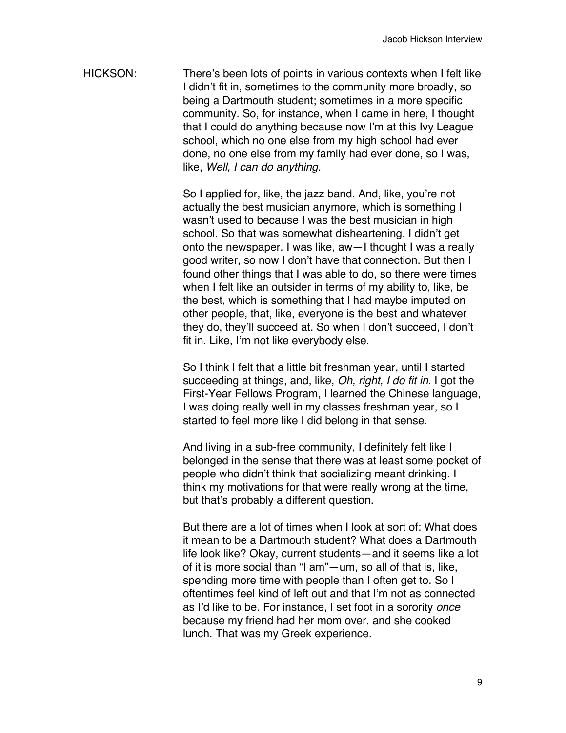HICKSON: There's been lots of points in various contexts when I felt like I didn't fit in, sometimes to the community more broadly, so being a Dartmouth student; sometimes in a more specific community. So, for instance, when I came in here, I thought that I could do anything because now I'm at this Ivy League school, which no one else from my high school had ever done, no one else from my family had ever done, so I was, like, *Well, I can do anything.*

So I applied for, like, the jazz band. And, like, you're not actually the best musician anymore, which is something I wasn't used to because I was the best musician in high school. So that was somewhat disheartening. I didn't get onto the newspaper. I was like, aw—I thought I was a really good writer, so now I don't have that connection. But then I found other things that I was able to do, so there were times when I felt like an outsider in terms of my ability to, like, be the best, which is something that I had maybe imputed on other people, that, like, everyone is the best and whatever they do, they'll succeed at. So when I don't succeed, I don't fit in. Like, I'm not like everybody else.

So I think I felt that a little bit freshman year, until I started succeeding at things, and, like, *Oh, right, I <u>do</u> fit in.* I got the First-Year Fellows Program, I learned the Chinese language, I was doing really well in my classes freshman year, so I started to feel more like I did belong in that sense.

And living in a sub-free community, I definitely felt like I belonged in the sense that there was at least some pocket of people who didn't think that socializing meant drinking. I think my motivations for that were really wrong at the time, but that's probably a different question.

But there are a lot of times when I look at sort of: What does it mean to be a Dartmouth student? What does a Dartmouth life look like? Okay, current students—and it seems like a lot of it is more social than "I am"—um, so all of that is, like, spending more time with people than I often get to. So I oftentimes feel kind of left out and that I'm not as connected as I'd like to be. For instance, I set foot in a sorority *once* because my friend had her mom over, and she cooked lunch. That was my Greek experience.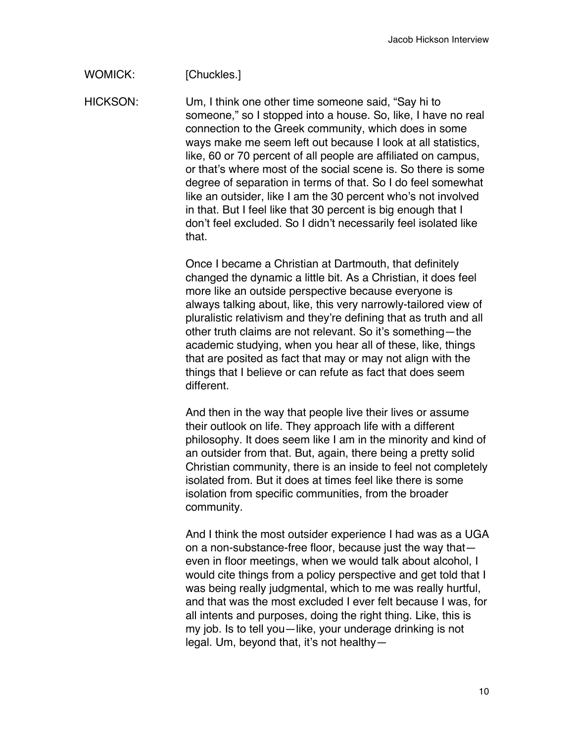WOMICK: [Chuckles.]

HICKSON: Um, I think one other time someone said, "Say hi to someone," so I stopped into a house. So, like, I have no real connection to the Greek community, which does in some ways make me seem left out because I look at all statistics, like, 60 or 70 percent of all people are affiliated on campus, or that's where most of the social scene is. So there is some degree of separation in terms of that. So I do feel somewhat like an outsider, like I am the 30 percent who's not involved in that. But I feel like that 30 percent is big enough that I don't feel excluded. So I didn't necessarily feel isolated like that.

Once I became a Christian at Dartmouth, that definitely changed the dynamic a little bit. As a Christian, it does feel more like an outside perspective because everyone is always talking about, like, this very narrowly-tailored view of pluralistic relativism and they're defining that as truth and all other truth claims are not relevant. So it's something—the academic studying, when you hear all of these, like, things that are posited as fact that may or may not align with the things that I believe or can refute as fact that does seem different.

And then in the way that people live their lives or assume their outlook on life. They approach life with a different philosophy. It does seem like I am in the minority and kind of an outsider from that. But, again, there being a pretty solid Christian community, there is an inside to feel not completely isolated from. But it does at times feel like there is some isolation from specific communities, from the broader community.

And I think the most outsider experience I had was as a UGA on a non-substance-free floor, because just the way that—even in floor meetings, when we would talk about alcohol, I would cite things from a policy perspective and get told that I was being really judgmental, which to me was really hurtful, and that was the most excluded I ever felt because I was, for all intents and purposes, doing the right thing. Like, this is my job. Is to tell you—like, your underage drinking is not legal. Um, beyond that, it's not healthy—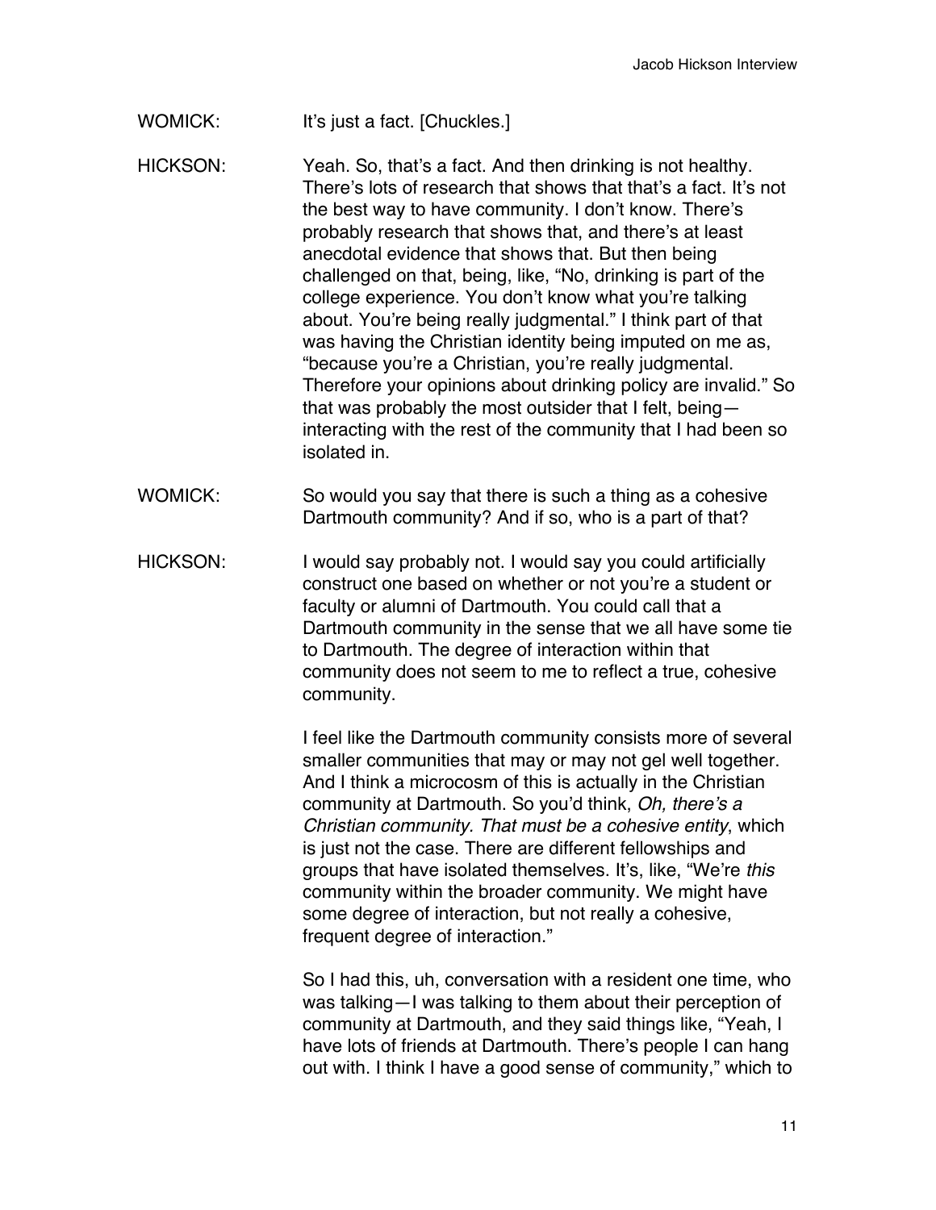WOMICK: It's just a fact. [Chuckles.]

HICKSON: Yeah. So, that's a fact. And then drinking is not healthy. There's lots of research that shows that that's a fact. It's not the best way to have community. I don't know. There's probably research that shows that, and there's at least anecdotal evidence that shows that. But then being challenged on that, being, like, "No, drinking is part of the college experience. You don't know what you're talking about. You're being really judgmental." I think part of that was having the Christian identity being imputed on me as, "because you're a Christian, you're really judgmental. Therefore your opinions about drinking policy are invalid." So that was probably the most outsider that I felt, being—interacting with the rest of the community that I had been so isolated in.

WOMICK: So would you say that there is such a thing as a cohesive Dartmouth community? And if so, who is a part of that?

HICKSON: I would say probably not. I would say you could artificially construct one based on whether or not you're a student or faculty or alumni of Dartmouth. You could call that a Dartmouth community in the sense that we all have some tie to Dartmouth. The degree of interaction within that community does not seem to me to reflect a true, cohesive community.

I feel like the Dartmouth community consists more of several smaller communities that may or may not gel well together. And I think a microcosm of this is actually in the Christian community at Dartmouth. So you'd think, *Oh, there's a Christian community. That must be a cohesive entity*, which is just not the case. There are different fellowships and groups that have isolated themselves. It's, like, "We're *this* community within the broader community. We might have some degree of interaction, but not really a cohesive, frequent degree of interaction."

So I had this, uh, conversation with a resident one time, who was talking—I was talking to them about their perception of community at Dartmouth, and they said things like, "Yeah, I have lots of friends at Dartmouth. There's people I can hang out with. I think I have a good sense of community," which to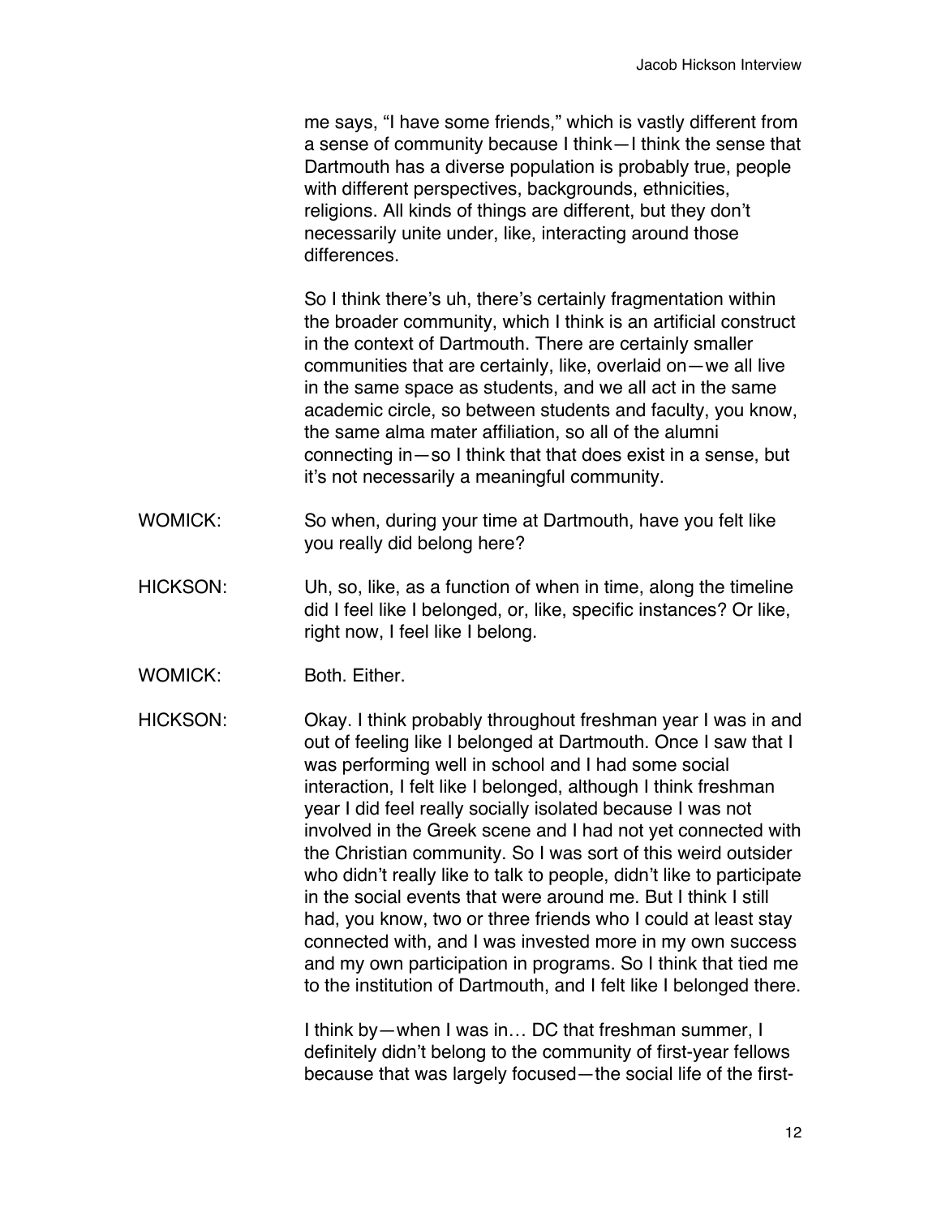me says, "I have some friends," which is vastly different from a sense of community because I think—I think the sense that Dartmouth has a diverse population is probably true, people with different perspectives, backgrounds, ethnicities, religions. All kinds of things are different, but they don't necessarily unite under, like, interacting around those differences.

So I think there's uh, there's certainly fragmentation within the broader community, which I think is an artificial construct in the context of Dartmouth. There are certainly smaller communities that are certainly, like, overlaid on—we all live in the same space as students, and we all act in the same academic circle, so between students and faculty, you know, the same alma mater affiliation, so all of the alumni connecting in—so I think that that does exist in a sense, but it's not necessarily a meaningful community.

WOMICK: So when, during your time at Dartmouth, have you felt like you really did belong here?

HICKSON: Uh, so, like, as a function of when in time, along the timeline did I feel like I belonged, or, like, specific instances? Or like, right now, I feel like I belong.

WOMICK: Both. Either.

HICKSON: Okay. I think probably throughout freshman year I was in and out of feeling like I belonged at Dartmouth. Once I saw that I was performing well in school and I had some social interaction, I felt like I belonged, although I think freshman year I did feel really socially isolated because I was not involved in the Greek scene and I had not yet connected with the Christian community. So I was sort of this weird outsider who didn't really like to talk to people, didn't like to participate in the social events that were around me. But I think I still had, you know, two or three friends who I could at least stay connected with, and I was invested more in my own success and my own participation in programs. So I think that tied me to the institution of Dartmouth, and I felt like I belonged there.

I think by—when I was in… DC that freshman summer, I definitely didn't belong to the community of first-year fellows because that was largely focused—the social life of the first-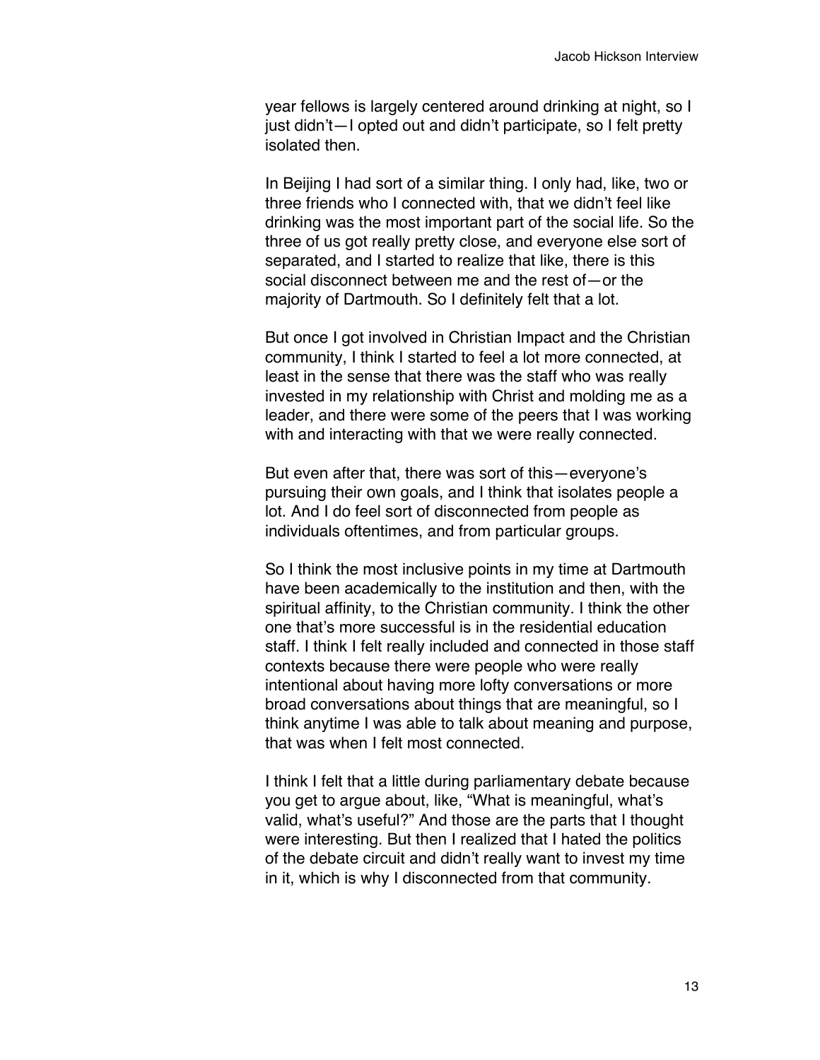year fellows is largely centered around drinking at night, so I just didn't—I opted out and didn't participate, so I felt pretty isolated then.

In Beijing I had sort of a similar thing. I only had, like, two or three friends who I connected with, that we didn't feel like drinking was the most important part of the social life. So the three of us got really pretty close, and everyone else sort of separated, and I started to realize that like, there is this social disconnect between me and the rest of—or the majority of Dartmouth. So I definitely felt that a lot.

But once I got involved in Christian Impact and the Christian community, I think I started to feel a lot more connected, at least in the sense that there was the staff who was really invested in my relationship with Christ and molding me as a leader, and there were some of the peers that I was working with and interacting with that we were really connected.

But even after that, there was sort of this—everyone's pursuing their own goals, and I think that isolates people a lot. And I do feel sort of disconnected from people as individuals oftentimes, and from particular groups.

So I think the most inclusive points in my time at Dartmouth have been academically to the institution and then, with the spiritual affinity, to the Christian community. I think the other one that's more successful is in the residential education staff. I think I felt really included and connected in those staff contexts because there were people who were really intentional about having more lofty conversations or more broad conversations about things that are meaningful, so I think anytime I was able to talk about meaning and purpose, that was when I felt most connected.

I think I felt that a little during parliamentary debate because you get to argue about, like, "What is meaningful, what's valid, what's useful?" And those are the parts that I thought were interesting. But then I realized that I hated the politics of the debate circuit and didn't really want to invest my time in it, which is why I disconnected from that community.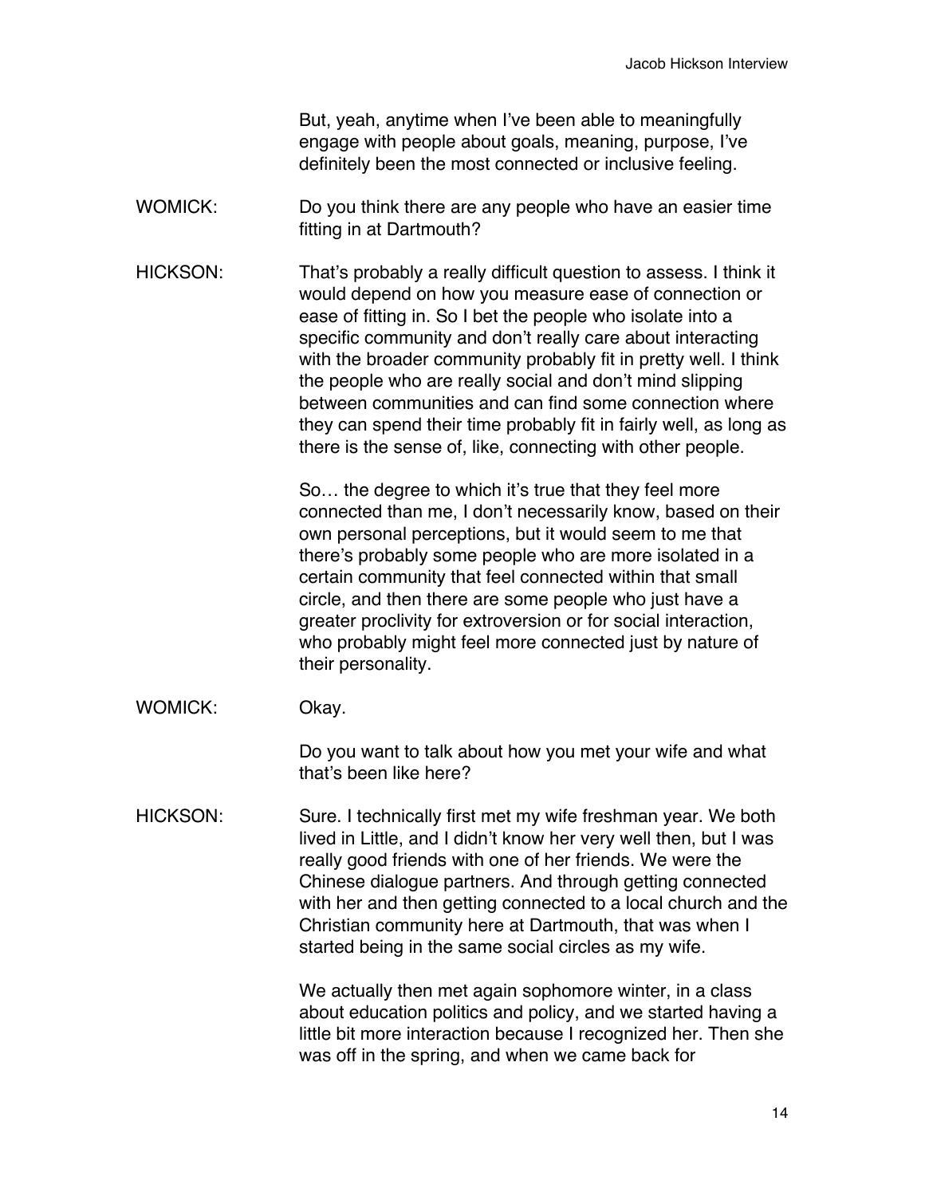But, yeah, anytime when I've been able to meaningfully engage with people about goals, meaning, purpose, I've definitely been the most connected or inclusive feeling.

WOMICK: Do you think there are any people who have an easier time fitting in at Dartmouth?

HICKSON: That's probably a really difficult question to assess. I think it would depend on how you measure ease of connection or ease of fitting in. So I bet the people who isolate into a specific community and don't really care about interacting with the broader community probably fit in pretty well. I think the people who are really social and don't mind slipping between communities and can find some connection where they can spend their time probably fit in fairly well, as long as there is the sense of, like, connecting with other people.

So… the degree to which it's true that they feel more connected than me, I don't necessarily know, based on their own personal perceptions, but it would seem to me that there's probably some people who are more isolated in a certain community that feel connected within that small circle, and then there are some people who just have a greater proclivity for extroversion or for social interaction, who probably might feel more connected just by nature of their personality.

WOMICK: Okay.

Do you want to talk about how you met your wife and what that's been like here?

HICKSON: Sure. I technically first met my wife freshman year. We both lived in Little, and I didn't know her very well then, but I was really good friends with one of her friends. We were the Chinese dialogue partners. And through getting connected with her and then getting connected to a local church and the Christian community here at Dartmouth, that was when I started being in the same social circles as my wife.

We actually then met again sophomore winter, in a class about education politics and policy, and we started having a little bit more interaction because I recognized her. Then she was off in the spring, and when we came back for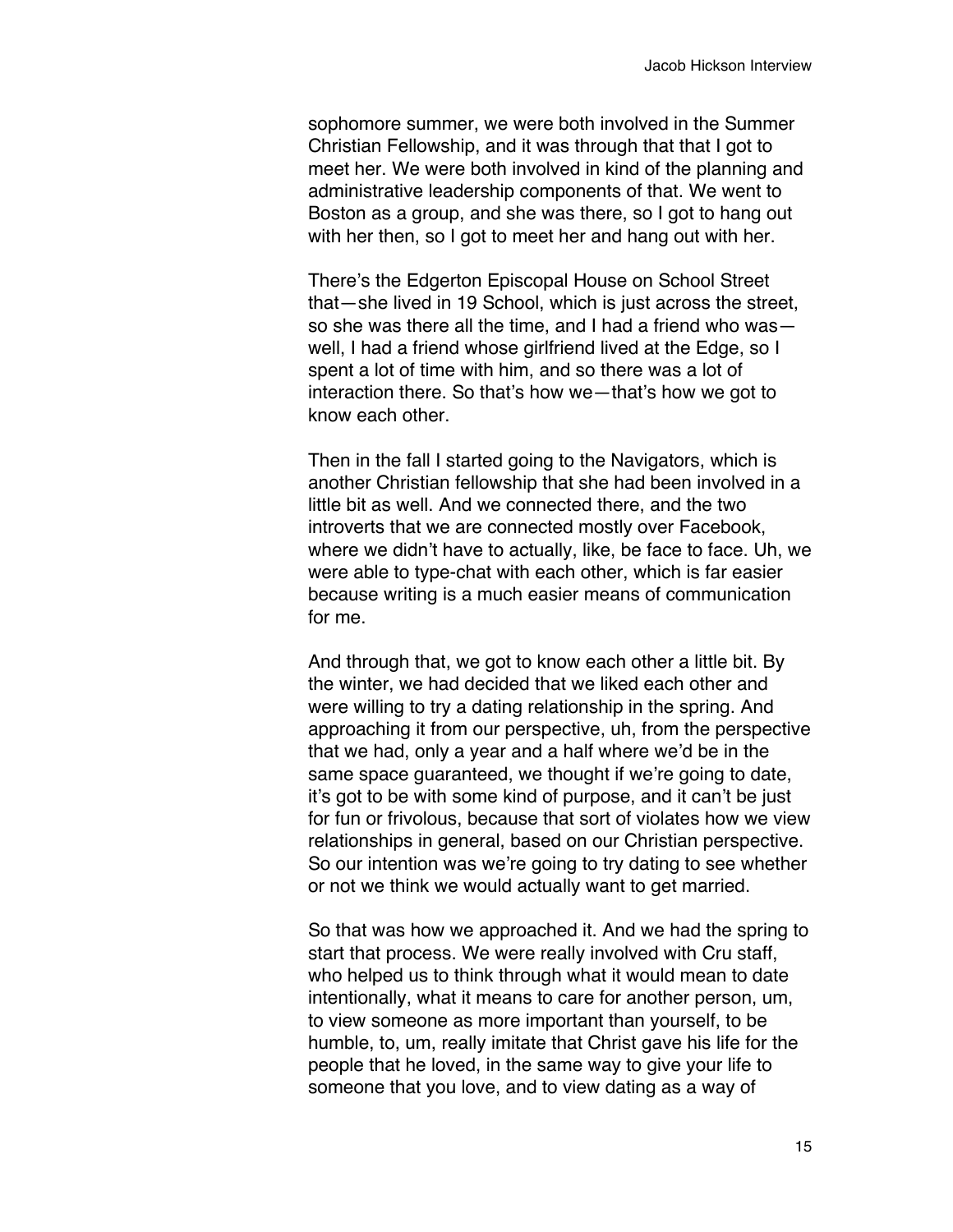sophomore summer, we were both involved in the Summer Christian Fellowship, and it was through that that I got to meet her. We were both involved in kind of the planning and administrative leadership components of that. We went to Boston as a group, and she was there, so I got to hang out with her then, so I got to meet her and hang out with her.

There's the Edgerton Episcopal House on School Street that—she lived in 19 School, which is just across the street, so she was there all the time, and I had a friend who was—well, I had a friend whose girlfriend lived at the Edge, so I spent a lot of time with him, and so there was a lot of interaction there. So that's how we—that's how we got to know each other.

Then in the fall I started going to the Navigators, which is another Christian fellowship that she had been involved in a little bit as well. And we connected there, and the two introverts that we are connected mostly over Facebook, where we didn't have to actually, like, be face to face. Uh, we were able to type-chat with each other, which is far easier because writing is a much easier means of communication for me.

And through that, we got to know each other a little bit. By the winter, we had decided that we liked each other and were willing to try a dating relationship in the spring. And approaching it from our perspective, uh, from the perspective that we had, only a year and a half where we'd be in the same space guaranteed, we thought if we're going to date, it's got to be with some kind of purpose, and it can't be just for fun or frivolous, because that sort of violates how we view relationships in general, based on our Christian perspective. So our intention was we're going to try dating to see whether or not we think we would actually want to get married.

So that was how we approached it. And we had the spring to start that process. We were really involved with Cru staff, who helped us to think through what it would mean to date intentionally, what it means to care for another person, um, to view someone as more important than yourself, to be humble, to, um, really imitate that Christ gave his life for the people that he loved, in the same way to give your life to someone that you love, and to view dating as a way of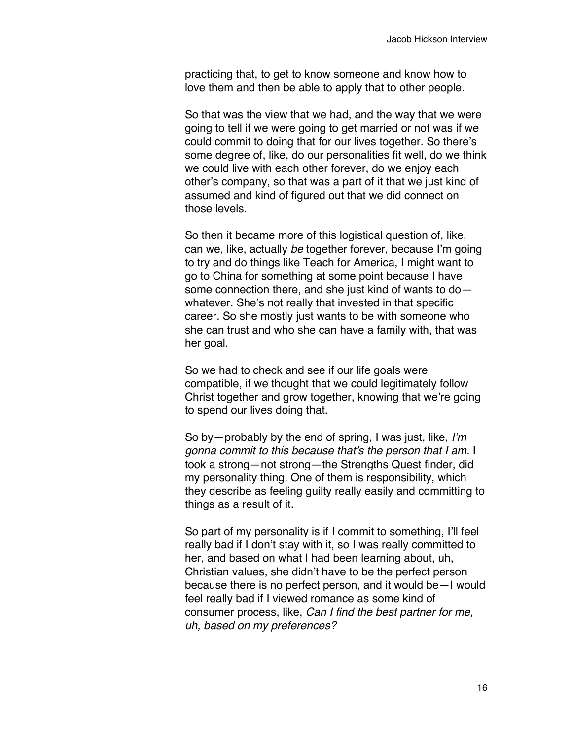practicing that, to get to know someone and know how to love them and then be able to apply that to other people.

So that was the view that we had, and the way that we were going to tell if we were going to get married or not was if we could commit to doing that for our lives together. So there's some degree of, like, do our personalities fit well, do we think we could live with each other forever, do we enjoy each other's company, so that was a part of it that we just kind of assumed and kind of figured out that we did connect on those levels.

So then it became more of this logistical question of, like, can we, like, actually *be* together forever, because I'm going to try and do things like Teach for America, I might want to go to China for something at some point because I have some connection there, and she just kind of wants to do—whatever. She's not really that invested in that specific career. So she mostly just wants to be with someone who she can trust and who she can have a family with, that was her goal.

So we had to check and see if our life goals were compatible, if we thought that we could legitimately follow Christ together and grow together, knowing that we're going to spend our lives doing that.

So by—probably by the end of spring, I was just, like, *I'm gonna commit to this because that's the person that I am*. I took a strong—not strong—the Strengths Quest finder, did my personality thing. One of them is responsibility, which they describe as feeling guilty really easily and committing to things as a result of it.

So part of my personality is if I commit to something, I'll feel really bad if I don't stay with it, so I was really committed to her, and based on what I had been learning about, uh, Christian values, she didn't have to be the perfect person because there is no perfect person, and it would be—I would feel really bad if I viewed romance as some kind of consumer process, like, *Can I find the best partner for me, uh, based on my preferences?*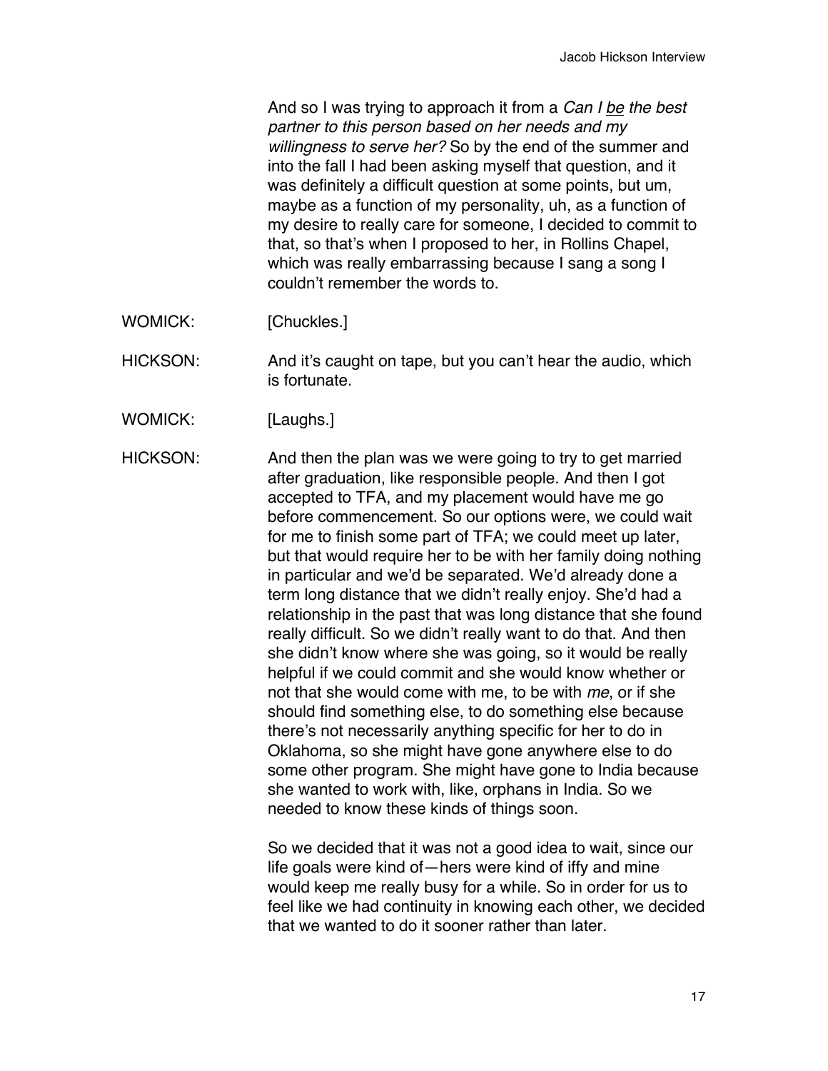And so I was trying to approach it from a *Can I <u>be</u> the best partner to this person based on her needs and my willingness to serve her?* So by the end of the summer and into the fall I had been asking myself that question, and it was definitely a difficult question at some points, but um, maybe as a function of my personality, uh, as a function of my desire to really care for someone, I decided to commit to that, so that's when I proposed to her, in Rollins Chapel, which was really embarrassing because I sang a song I couldn't remember the words to.

WOMICK: [Chuckles.]

HICKSON: And it's caught on tape, but you can't hear the audio, which is fortunate.

WOMICK: [Laughs.]

HICKSON: And then the plan was we were going to try to get married after graduation, like responsible people. And then I got accepted to TFA, and my placement would have me go before commencement. So our options were, we could wait for me to finish some part of TFA; we could meet up later, but that would require her to be with her family doing nothing in particular and we'd be separated. We'd already done a term long distance that we didn't really enjoy. She'd had a relationship in the past that was long distance that she found really difficult. So we didn't really want to do that. And then she didn't know where she was going, so it would be really helpful if we could commit and she would know whether or not that she would come with me, to be with *me*, or if she should find something else, to do something else because there's not necessarily anything specific for her to do in Oklahoma, so she might have gone anywhere else to do some other program. She might have gone to India because she wanted to work with, like, orphans in India. So we needed to know these kinds of things soon.

So we decided that it was not a good idea to wait, since our life goals were kind of—hers were kind of iffy and mine would keep me really busy for a while. So in order for us to feel like we had continuity in knowing each other, we decided that we wanted to do it sooner rather than later.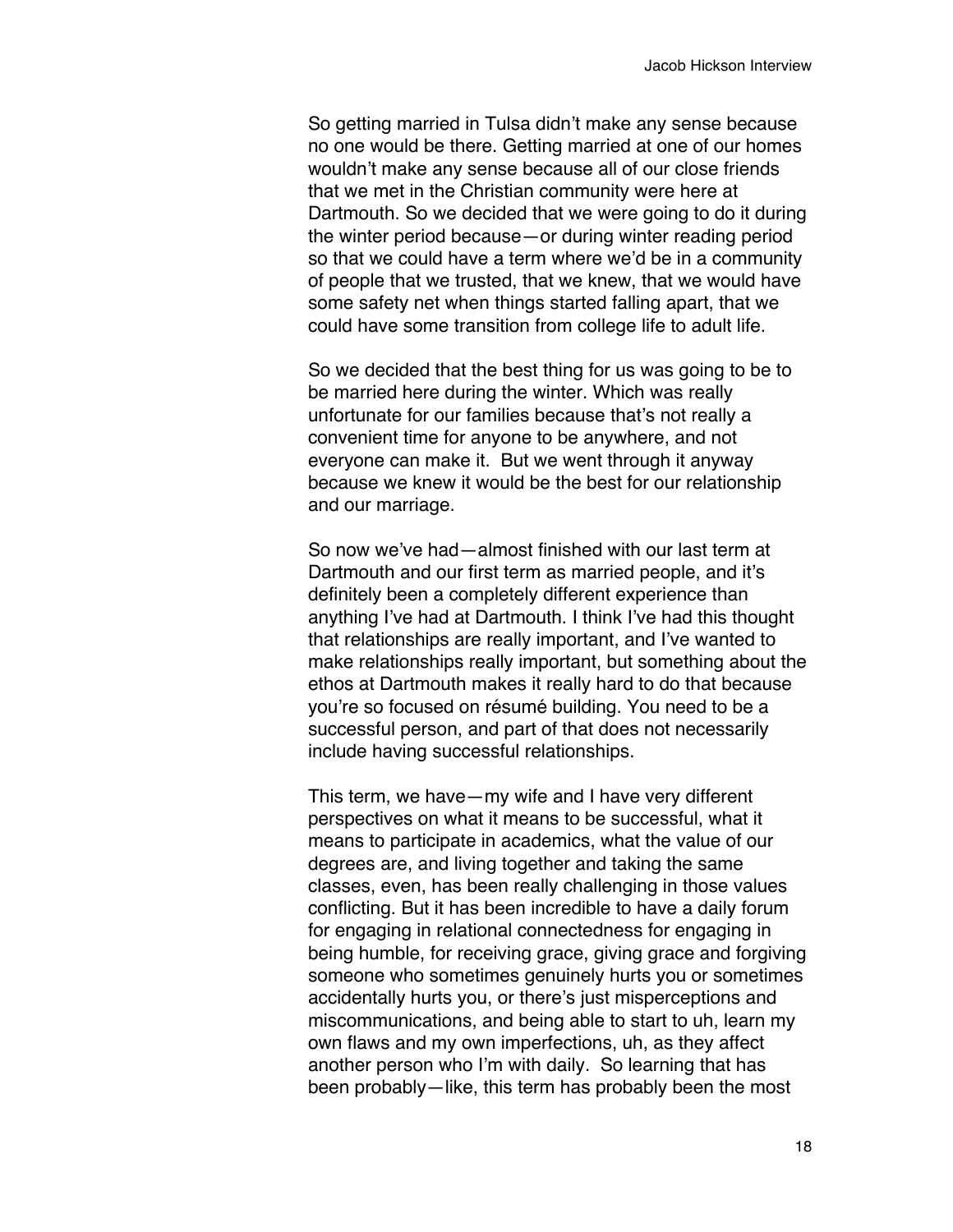So getting married in Tulsa didn't make any sense because no one would be there. Getting married at one of our homes wouldn't make any sense because all of our close friends that we met in the Christian community were here at Dartmouth. So we decided that we were going to do it during the winter period because—or during winter reading period so that we could have a term where we'd be in a community of people that we trusted, that we knew, that we would have some safety net when things started falling apart, that we could have some transition from college life to adult life.

So we decided that the best thing for us was going to be to be married here during the winter. Which was really unfortunate for our families because that's not really a convenient time for anyone to be anywhere, and not everyone can make it. But we went through it anyway because we knew it would be the best for our relationship and our marriage.

So now we've had—almost finished with our last term at Dartmouth and our first term as married people, and it's definitely been a completely different experience than anything I've had at Dartmouth. I think I've had this thought that relationships are really important, and I've wanted to make relationships really important, but something about the ethos at Dartmouth makes it really hard to do that because you're so focused on résumé building. You need to be a successful person, and part of that does not necessarily include having successful relationships.

This term, we have—my wife and I have very different perspectives on what it means to be successful, what it means to participate in academics, what the value of our degrees are, and living together and taking the same classes, even, has been really challenging in those values conflicting. But it has been incredible to have a daily forum for engaging in relational connectedness for engaging in being humble, for receiving grace, giving grace and forgiving someone who sometimes genuinely hurts you or sometimes accidentally hurts you, or there's just misperceptions and miscommunications, and being able to start to uh, learn my own flaws and my own imperfections, uh, as they affect another person who I'm with daily. So learning that has been probably—like, this term has probably been the most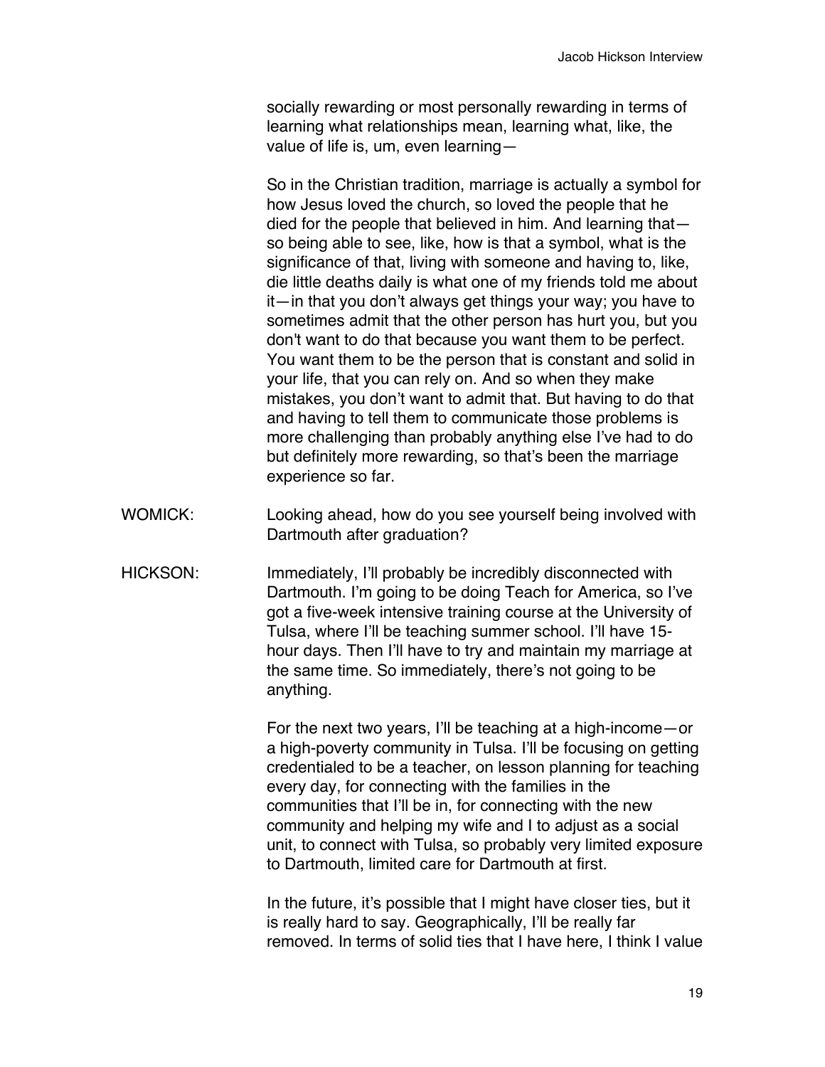socially rewarding or most personally rewarding in terms of learning what relationships mean, learning what, like, the value of life is, um, even learning—

So in the Christian tradition, marriage is actually a symbol for how Jesus loved the church, so loved the people that he died for the people that believed in him. And learning that—so being able to see, like, how is that a symbol, what is the significance of that, living with someone and having to, like, die little deaths daily is what one of my friends told me about it—in that you don't always get things your way; you have to sometimes admit that the other person has hurt you, but you don't want to do that because you want them to be perfect. You want them to be the person that is constant and solid in your life, that you can rely on. And so when they make mistakes, you don't want to admit that. But having to do that and having to tell them to communicate those problems is more challenging than probably anything else I've had to do but definitely more rewarding, so that's been the marriage experience so far.

WOMICK: Looking ahead, how do you see yourself being involved with Dartmouth after graduation?

HICKSON: Immediately, I'll probably be incredibly disconnected with Dartmouth. I'm going to be doing Teach for America, so I've got a five-week intensive training course at the University of Tulsa, where I'll be teaching summer school. I'll have 15-hour days. Then I'll have to try and maintain my marriage at the same time. So immediately, there's not going to be anything.

For the next two years, I'll be teaching at a high-income—or a high-poverty community in Tulsa. I'll be focusing on getting credentialed to be a teacher, on lesson planning for teaching every day, for connecting with the families in the communities that I'll be in, for connecting with the new community and helping my wife and I to adjust as a social unit, to connect with Tulsa, so probably very limited exposure to Dartmouth, limited care for Dartmouth at first.

In the future, it's possible that I might have closer ties, but it is really hard to say. Geographically, I'll be really far removed. In terms of solid ties that I have here, I think I value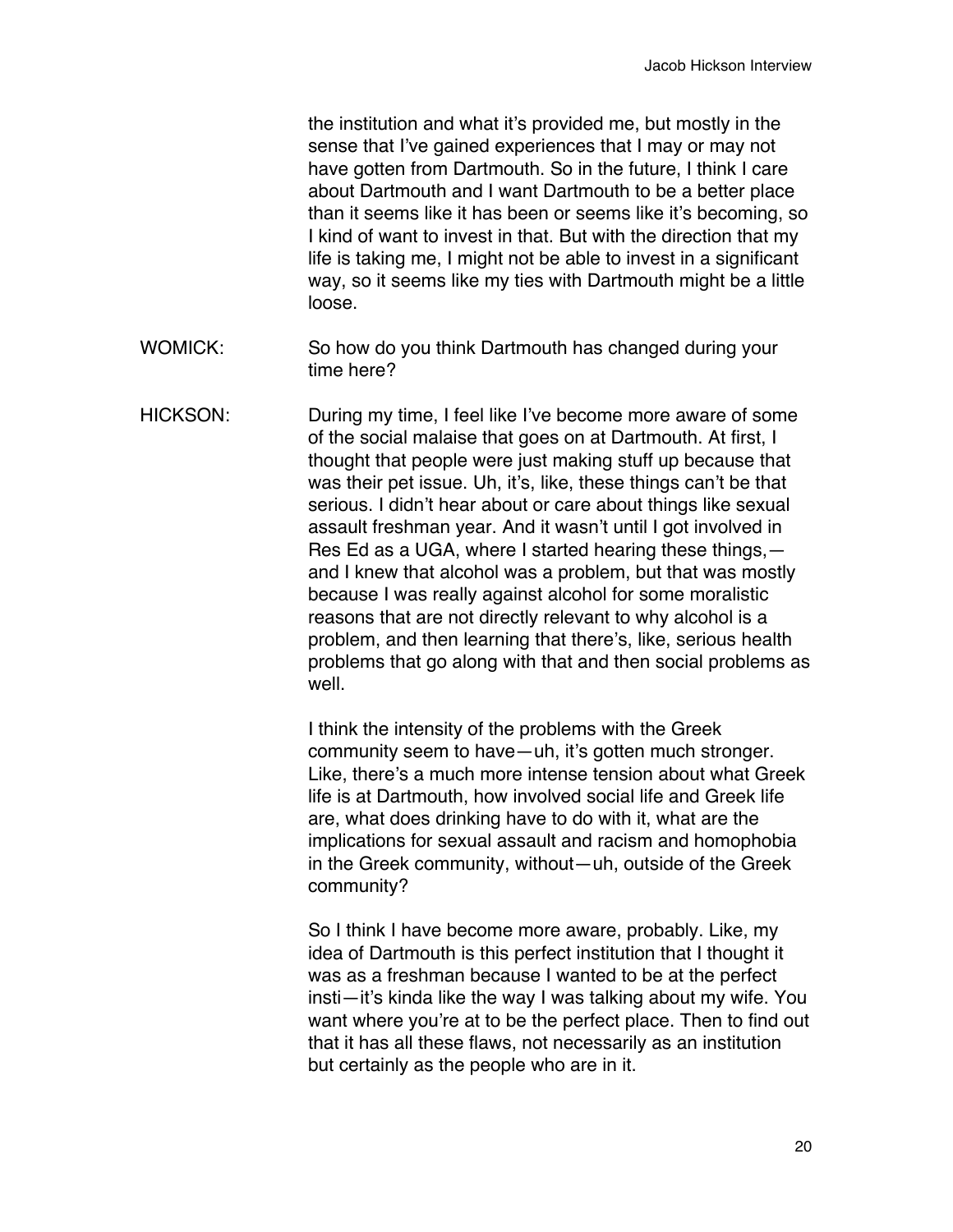the institution and what it's provided me, but mostly in the sense that I've gained experiences that I may or may not have gotten from Dartmouth. So in the future, I think I care about Dartmouth and I want Dartmouth to be a better place than it seems like it has been or seems like it's becoming, so I kind of want to invest in that. But with the direction that my life is taking me, I might not be able to invest in a significant way, so it seems like my ties with Dartmouth might be a little loose.

WOMICK: So how do you think Dartmouth has changed during your time here?

HICKSON: During my time, I feel like I've become more aware of some of the social malaise that goes on at Dartmouth. At first, I thought that people were just making stuff up because that was their pet issue. Uh, it's, like, these things can't be that serious. I didn't hear about or care about things like sexual assault freshman year. And it wasn't until I got involved in Res Ed as a UGA, where I started hearing these things,—and I knew that alcohol was a problem, but that was mostly because I was really against alcohol for some moralistic reasons that are not directly relevant to why alcohol is a problem, and then learning that there's, like, serious health problems that go along with that and then social problems as well.

I think the intensity of the problems with the Greek community seem to have—uh, it's gotten much stronger. Like, there's a much more intense tension about what Greek life is at Dartmouth, how involved social life and Greek life are, what does drinking have to do with it, what are the implications for sexual assault and racism and homophobia in the Greek community, without—uh, outside of the Greek community?

So I think I have become more aware, probably. Like, my idea of Dartmouth is this perfect institution that I thought it was as a freshman because I wanted to be at the perfect insti—it's kinda like the way I was talking about my wife. You want where you're at to be the perfect place. Then to find out that it has all these flaws, not necessarily as an institution but certainly as the people who are in it.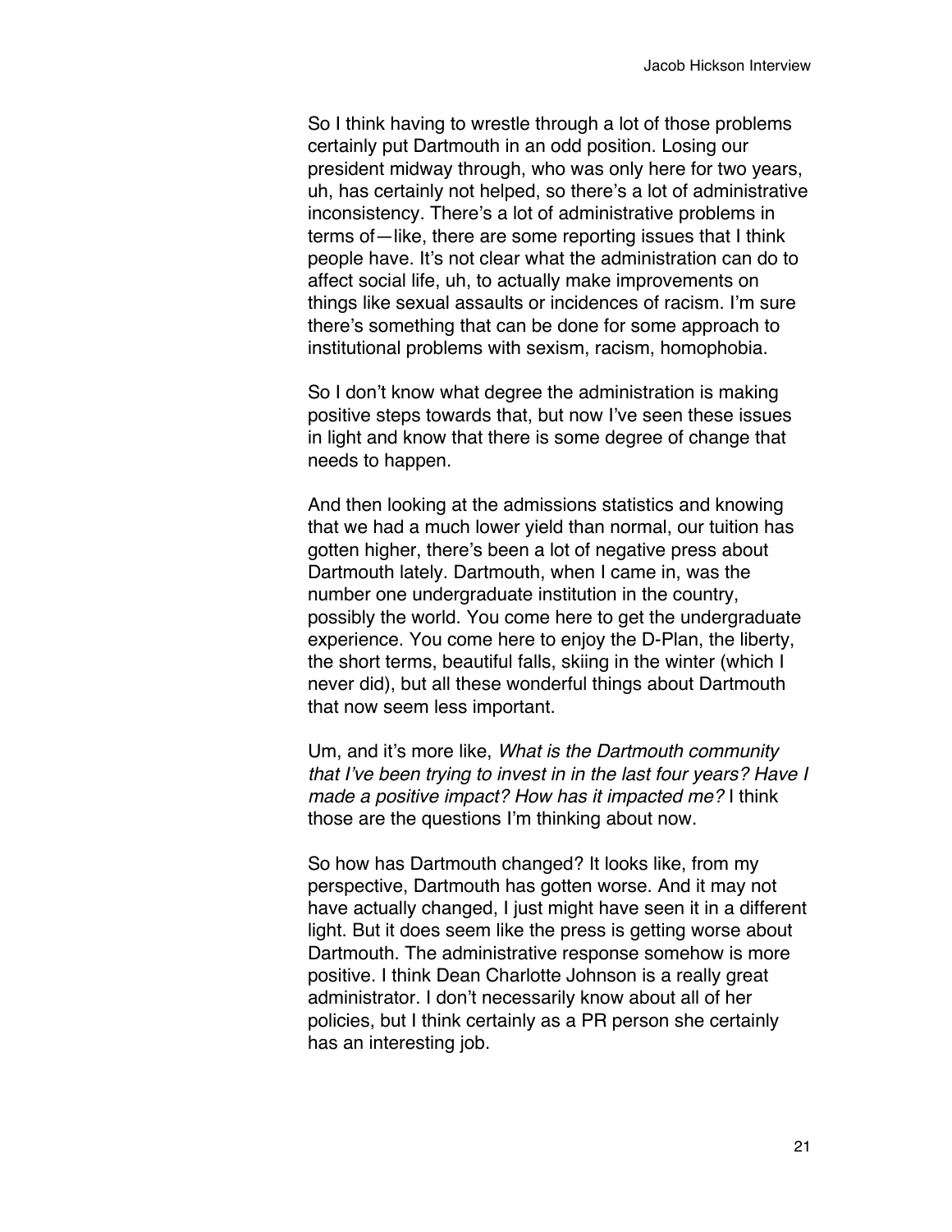So I think having to wrestle through a lot of those problems certainly put Dartmouth in an odd position. Losing our president midway through, who was only here for two years, uh, has certainly not helped, so there's a lot of administrative inconsistency. There's a lot of administrative problems in terms of—like, there are some reporting issues that I think people have. It's not clear what the administration can do to affect social life, uh, to actually make improvements on things like sexual assaults or incidences of racism. I'm sure there's something that can be done for some approach to institutional problems with sexism, racism, homophobia.

So I don't know what degree the administration is making positive steps towards that, but now I've seen these issues in light and know that there is some degree of change that needs to happen.

And then looking at the admissions statistics and knowing that we had a much lower yield than normal, our tuition has gotten higher, there's been a lot of negative press about Dartmouth lately. Dartmouth, when I came in, was the number one undergraduate institution in the country, possibly the world. You come here to get the undergraduate experience. You come here to enjoy the D-Plan, the liberty, the short terms, beautiful falls, skiing in the winter (which I never did), but all these wonderful things about Dartmouth that now seem less important.

Um, and it's more like, *What is the Dartmouth community that I've been trying to invest in in the last four years? Have I made a positive impact? How has it impacted me?* I think those are the questions I'm thinking about now.

So how has Dartmouth changed? It looks like, from my perspective, Dartmouth has gotten worse. And it may not have actually changed, I just might have seen it in a different light. But it does seem like the press is getting worse about Dartmouth. The administrative response somehow is more positive. I think Dean Charlotte Johnson is a really great administrator. I don't necessarily know about all of her policies, but I think certainly as a PR person she certainly has an interesting job.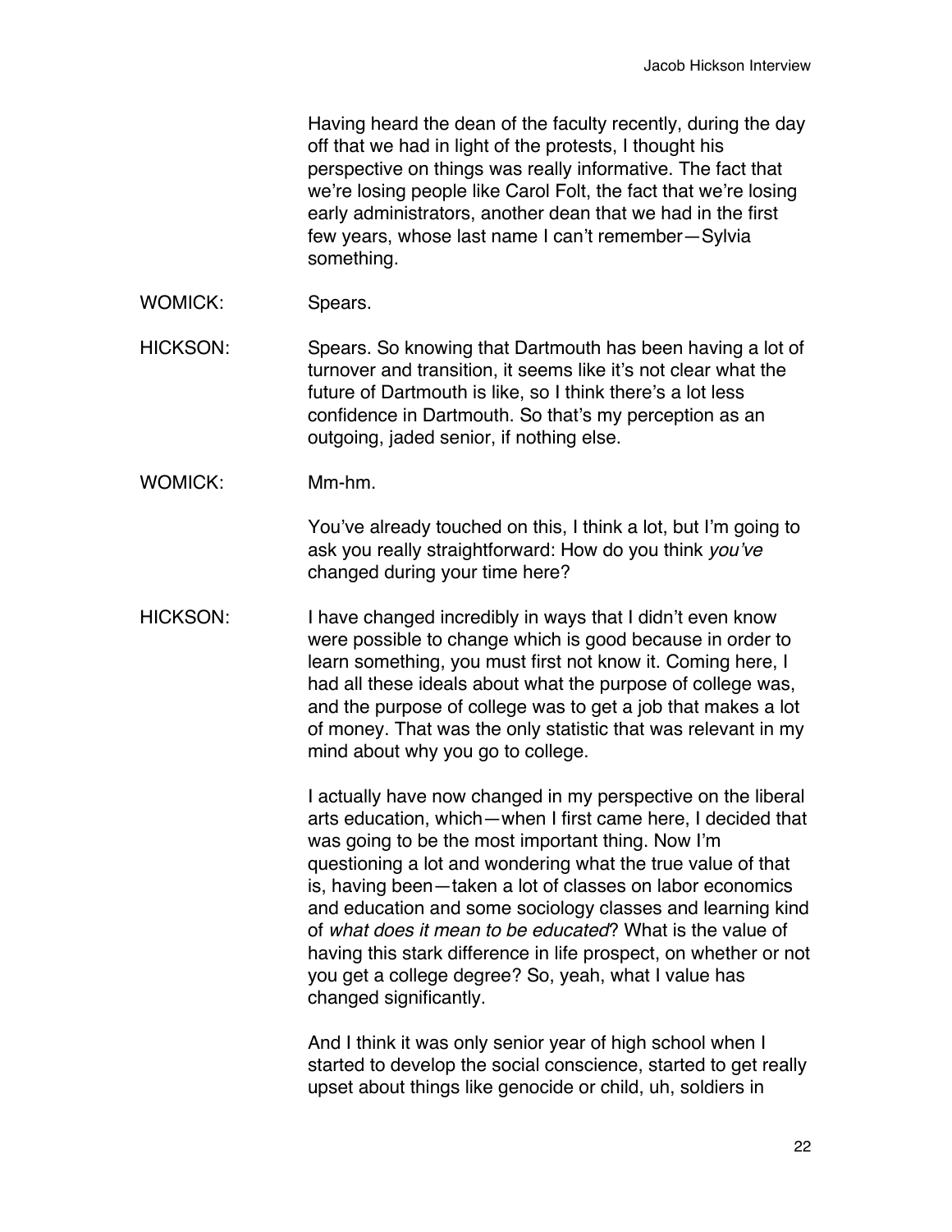Having heard the dean of the faculty recently, during the day off that we had in light of the protests, I thought his perspective on things was really informative. The fact that we're losing people like Carol Folt, the fact that we're losing early administrators, another dean that we had in the first few years, whose last name I can't remember—Sylvia something.

WOMICK: Spears.

HICKSON: Spears. So knowing that Dartmouth has been having a lot of turnover and transition, it seems like it's not clear what the future of Dartmouth is like, so I think there's a lot less confidence in Dartmouth. So that's my perception as an outgoing, jaded senior, if nothing else.

WOMICK: Mm-hm.

You've already touched on this, I think a lot, but I'm going to ask you really straightforward: How do you think *you've* changed during your time here?

HICKSON: I have changed incredibly in ways that I didn't even know were possible to change which is good because in order to learn something, you must first not know it. Coming here, I had all these ideals about what the purpose of college was, and the purpose of college was to get a job that makes a lot of money. That was the only statistic that was relevant in my mind about why you go to college.

I actually have now changed in my perspective on the liberal arts education, which—when I first came here, I decided that was going to be the most important thing. Now I'm questioning a lot and wondering what the true value of that is, having been—taken a lot of classes on labor economics and education and some sociology classes and learning kind of *what does it mean to be educated*? What is the value of having this stark difference in life prospect, on whether or not you get a college degree? So, yeah, what I value has changed significantly.

And I think it was only senior year of high school when I started to develop the social conscience, started to get really upset about things like genocide or child, uh, soldiers in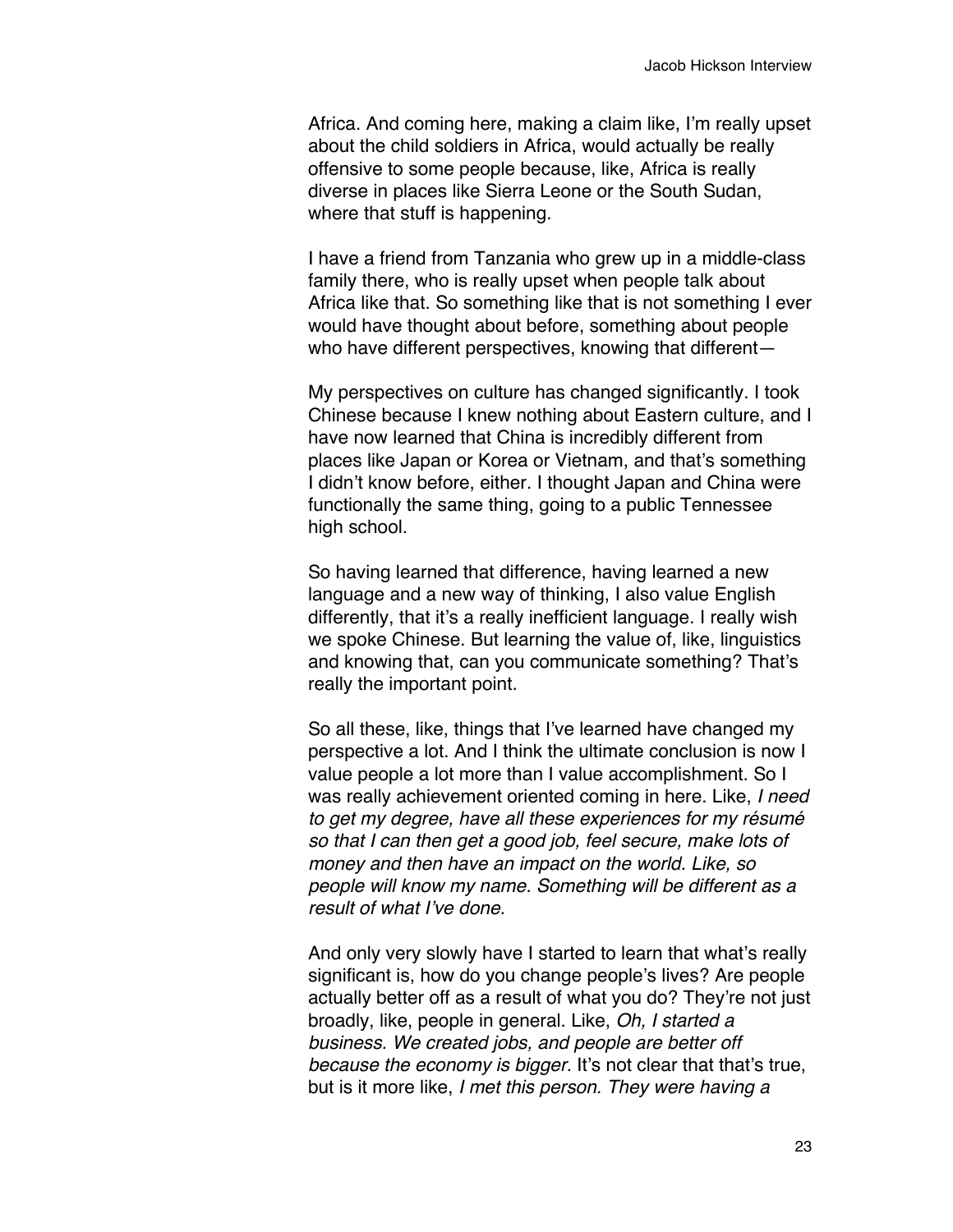Africa. And coming here, making a claim like, I'm really upset about the child soldiers in Africa, would actually be really offensive to some people because, like, Africa is really diverse in places like Sierra Leone or the South Sudan, where that stuff is happening.

I have a friend from Tanzania who grew up in a middle-class family there, who is really upset when people talk about Africa like that. So something like that is not something I ever would have thought about before, something about people who have different perspectives, knowing that different—

My perspectives on culture has changed significantly. I took Chinese because I knew nothing about Eastern culture, and I have now learned that China is incredibly different from places like Japan or Korea or Vietnam, and that's something I didn't know before, either. I thought Japan and China were functionally the same thing, going to a public Tennessee high school.

So having learned that difference, having learned a new language and a new way of thinking, I also value English differently, that it's a really inefficient language. I really wish we spoke Chinese. But learning the value of, like, linguistics and knowing that, can you communicate something? That's really the important point.

So all these, like, things that I've learned have changed my perspective a lot. And I think the ultimate conclusion is now I value people a lot more than I value accomplishment. So I was really achievement oriented coming in here. Like, *I need to get my degree, have all these experiences for my résumé so that I can then get a good job, feel secure, make lots of money and then have an impact on the world. Like, so people will know my name. Something will be different as a result of what I've done.*

And only very slowly have I started to learn that what's really significant is, how do you change people's lives? Are people actually better off as a result of what you do? They're not just broadly, like, people in general. Like, *Oh, I started a business. We created jobs, and people are better off because the economy is bigger*. It's not clear that that's true, but is it more like, *I met this person. They were having a*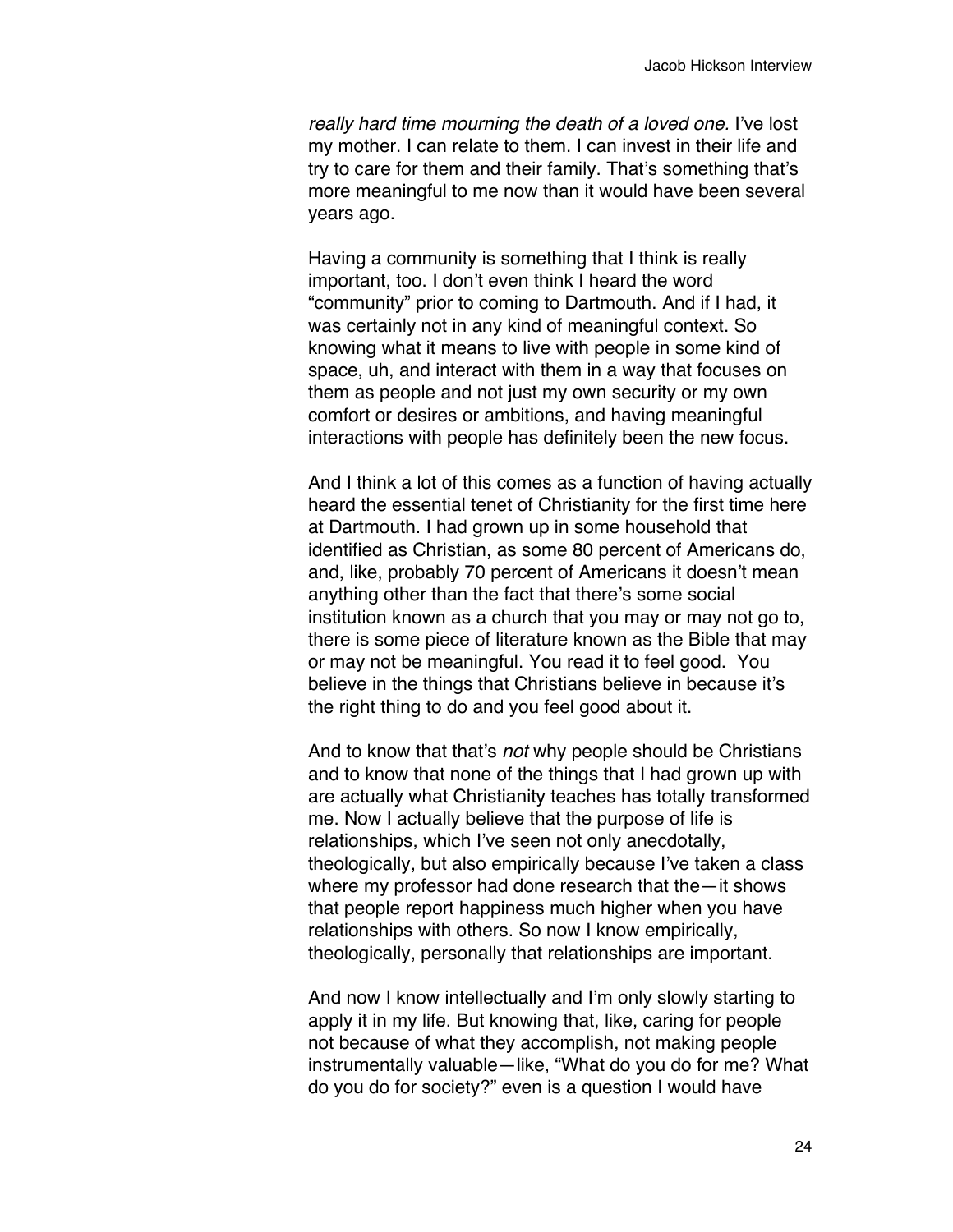*really hard time mourning the death of a loved one.* I've lost my mother. I can relate to them. I can invest in their life and try to care for them and their family. That's something that's more meaningful to me now than it would have been several years ago.

Having a community is something that I think is really important, too. I don't even think I heard the word "community" prior to coming to Dartmouth. And if I had, it was certainly not in any kind of meaningful context. So knowing what it means to live with people in some kind of space, uh, and interact with them in a way that focuses on them as people and not just my own security or my own comfort or desires or ambitions, and having meaningful interactions with people has definitely been the new focus.

And I think a lot of this comes as a function of having actually heard the essential tenet of Christianity for the first time here at Dartmouth. I had grown up in some household that identified as Christian, as some 80 percent of Americans do, and, like, probably 70 percent of Americans it doesn't mean anything other than the fact that there's some social institution known as a church that you may or may not go to, there is some piece of literature known as the Bible that may or may not be meaningful. You read it to feel good. You believe in the things that Christians believe in because it's the right thing to do and you feel good about it.

And to know that that's *not* why people should be Christians and to know that none of the things that I had grown up with are actually what Christianity teaches has totally transformed me. Now I actually believe that the purpose of life is relationships, which I've seen not only anecdotally, theologically, but also empirically because I've taken a class where my professor had done research that the—it shows that people report happiness much higher when you have relationships with others. So now I know empirically, theologically, personally that relationships are important.

And now I know intellectually and I'm only slowly starting to apply it in my life. But knowing that, like, caring for people not because of what they accomplish, not making people instrumentally valuable—like, "What do you do for me? What do you do for society?" even is a question I would have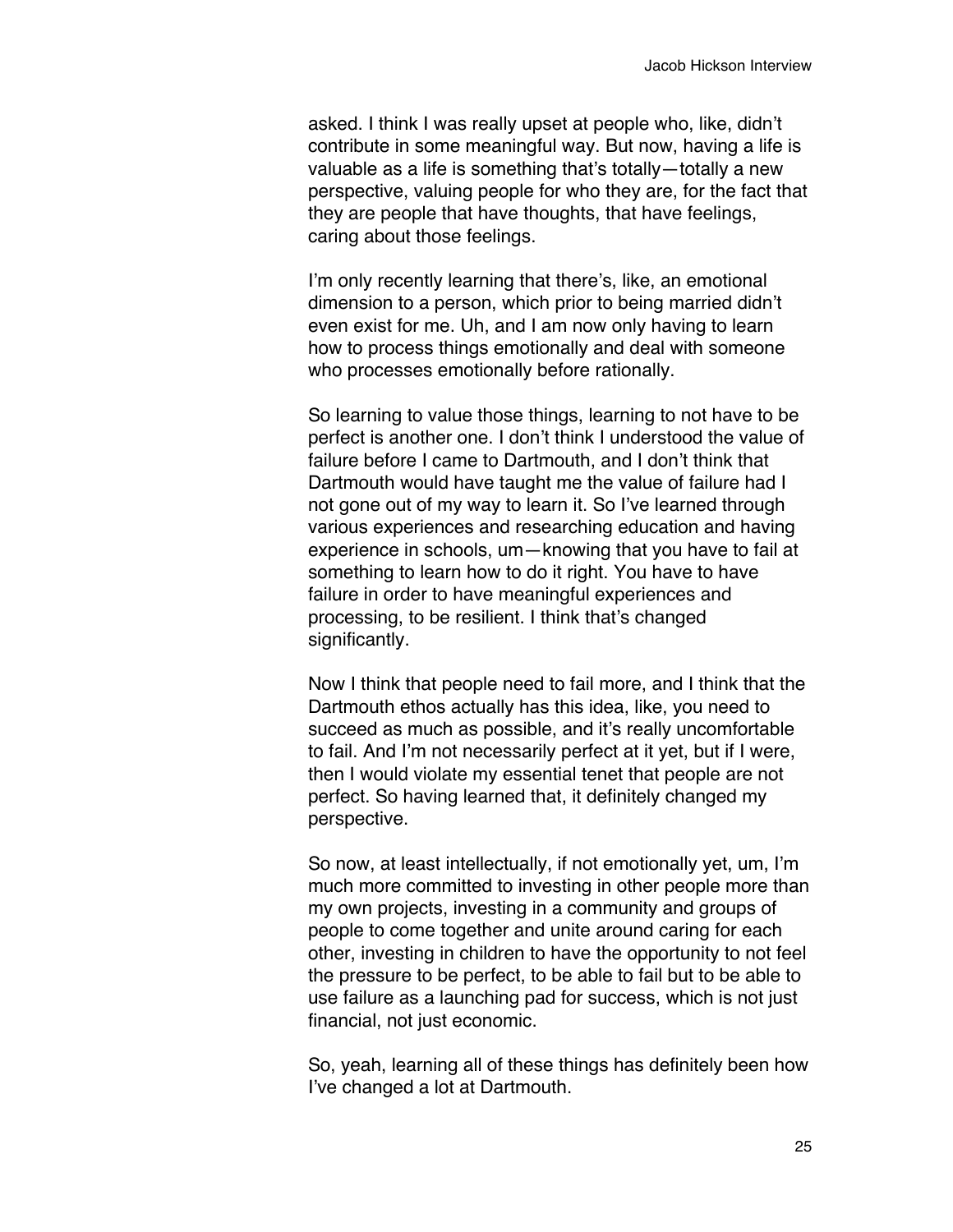asked. I think I was really upset at people who, like, didn't contribute in some meaningful way. But now, having a life is valuable as a life is something that's totally—totally a new perspective, valuing people for who they are, for the fact that they are people that have thoughts, that have feelings, caring about those feelings.

I'm only recently learning that there's, like, an emotional dimension to a person, which prior to being married didn't even exist for me. Uh, and I am now only having to learn how to process things emotionally and deal with someone who processes emotionally before rationally.

So learning to value those things, learning to not have to be perfect is another one. I don't think I understood the value of failure before I came to Dartmouth, and I don't think that Dartmouth would have taught me the value of failure had I not gone out of my way to learn it. So I've learned through various experiences and researching education and having experience in schools, um—knowing that you have to fail at something to learn how to do it right. You have to have failure in order to have meaningful experiences and processing, to be resilient. I think that's changed significantly.

Now I think that people need to fail more, and I think that the Dartmouth ethos actually has this idea, like, you need to succeed as much as possible, and it's really uncomfortable to fail. And I'm not necessarily perfect at it yet, but if I were, then I would violate my essential tenet that people are not perfect. So having learned that, it definitely changed my perspective.

So now, at least intellectually, if not emotionally yet, um, I'm much more committed to investing in other people more than my own projects, investing in a community and groups of people to come together and unite around caring for each other, investing in children to have the opportunity to not feel the pressure to be perfect, to be able to fail but to be able to use failure as a launching pad for success, which is not just financial, not just economic.

So, yeah, learning all of these things has definitely been how I've changed a lot at Dartmouth.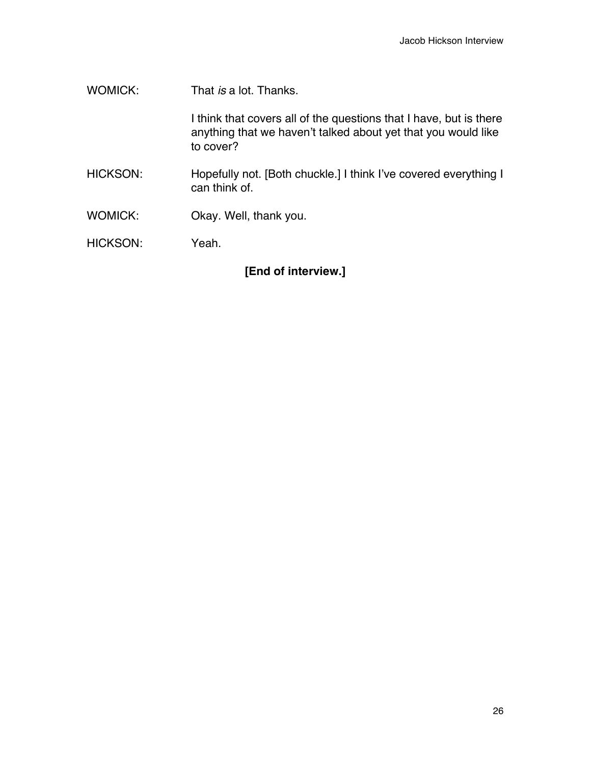WOMICK: That *is* a lot. Thanks.

I think that covers all of the questions that I have, but is there anything that we haven't talked about yet that you would like to cover?

HICKSON: Hopefully not. [Both chuckle.] I think I've covered everything I can think of.

WOMICK: Okay. Well, thank you.

HICKSON: Yeah.

**[End of interview.]**